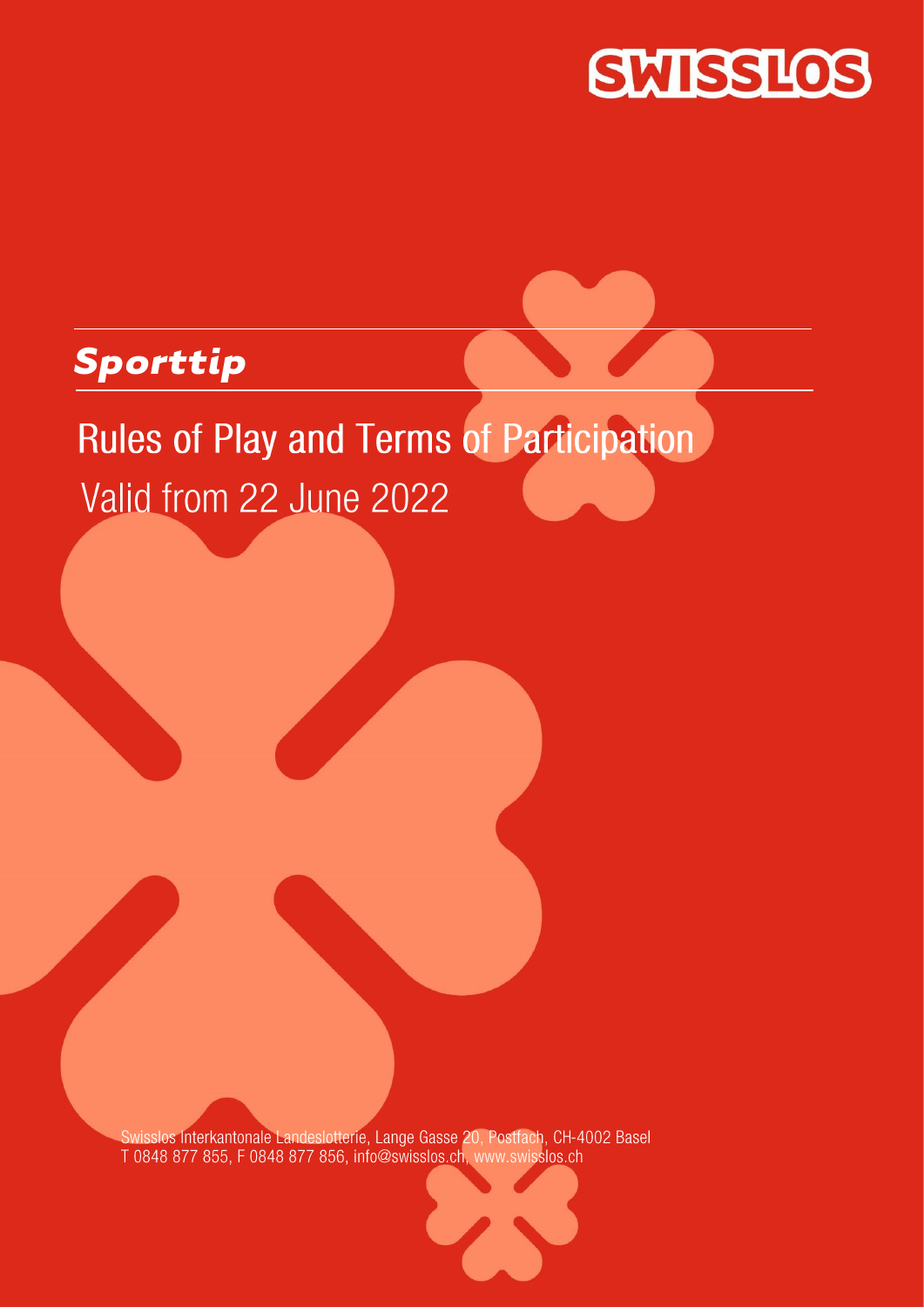SWISSLOS

# Sporttip

## Rules of Play and Terms of Participation

Valid from 22 June 2022

Swisslos Interkantonale Landeslotterie, Lange Gasse 20, Postfach, CH-4002 Basel
T 0848 877 855, F 0848 877 856, info@swisslos.ch, www.swisslos.ch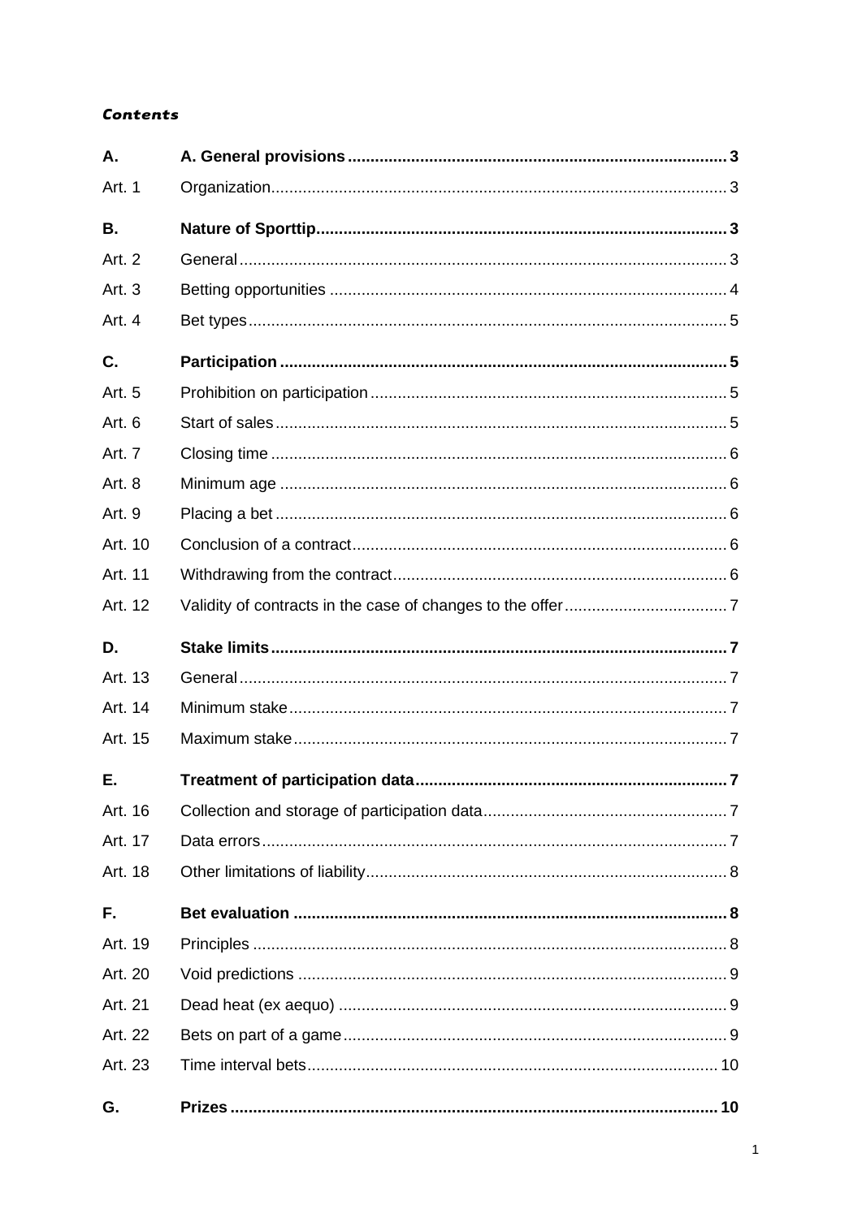***Contents***

| | | |
|---|---|---|
| **A.** | **A. General provisions** | **3** |
| Art. 1 | Organization | 3 |
| **B.** | **Nature of Sporttip** | **3** |
| Art. 2 | General | 3 |
| Art. 3 | Betting opportunities | 4 |
| Art. 4 | Bet types | 5 |
| **C.** | **Participation** | **5** |
| Art. 5 | Prohibition on participation | 5 |
| Art. 6 | Start of sales | 5 |
| Art. 7 | Closing time | 6 |
| Art. 8 | Minimum age | 6 |
| Art. 9 | Placing a bet | 6 |
| Art. 10 | Conclusion of a contract | 6 |
| Art. 11 | Withdrawing from the contract | 6 |
| Art. 12 | Validity of contracts in the case of changes to the offer | 7 |
| **D.** | **Stake limits** | **7** |
| Art. 13 | General | 7 |
| Art. 14 | Minimum stake | 7 |
| Art. 15 | Maximum stake | 7 |
| **E.** | **Treatment of participation data** | **7** |
| Art. 16 | Collection and storage of participation data | 7 |
| Art. 17 | Data errors | 7 |
| Art. 18 | Other limitations of liability | 8 |
| **F.** | **Bet evaluation** | **8** |
| Art. 19 | Principles | 8 |
| Art. 20 | Void predictions | 9 |
| Art. 21 | Dead heat (ex aequo) | 9 |
| Art. 22 | Bets on part of a game | 9 |
| Art. 23 | Time interval bets | 10 |
| **G.** | **Prizes** | **10** |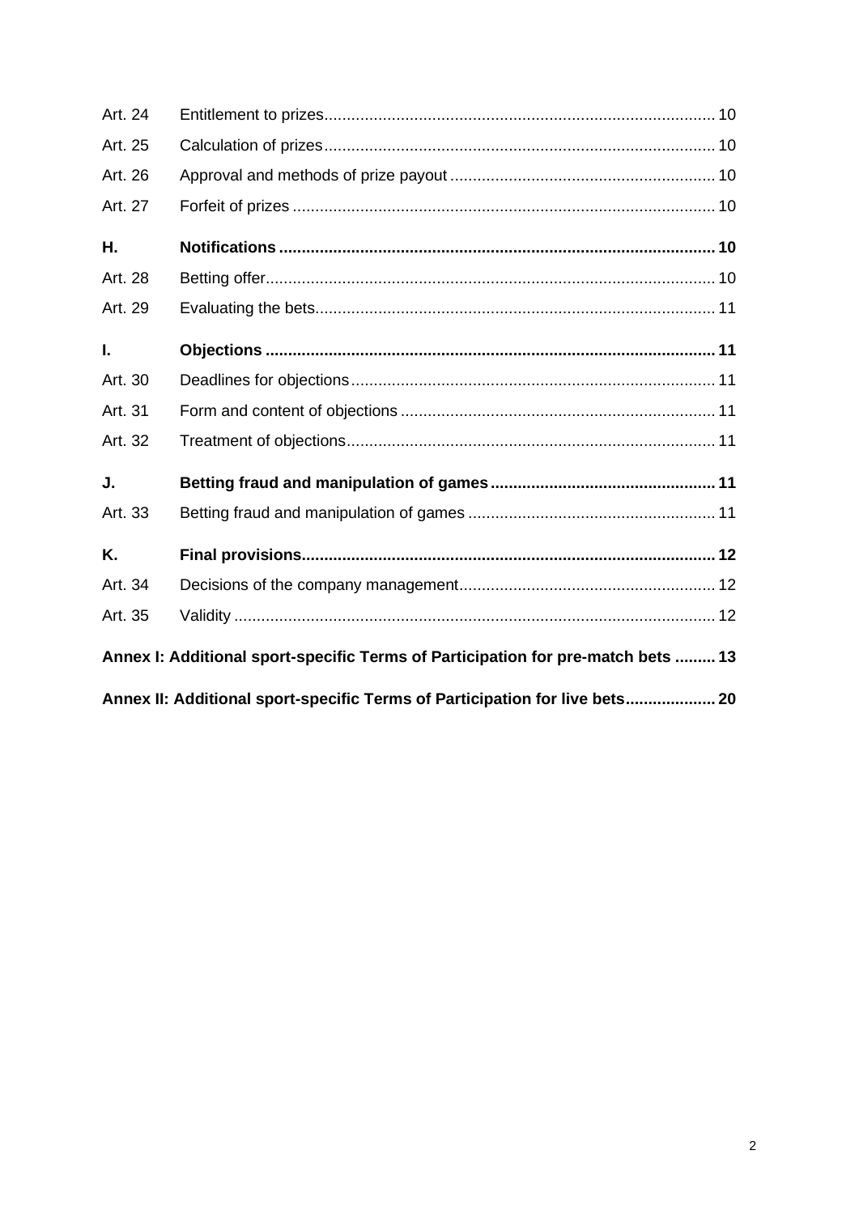| | | |
|---|---|---|
| Art. 24 | Entitlement to prizes | 10 |
| Art. 25 | Calculation of prizes | 10 |
| Art. 26 | Approval and methods of prize payout | 10 |
| Art. 27 | Forfeit of prizes | 10 |
| **H.** | **Notifications** | **10** |
| Art. 28 | Betting offer | 10 |
| Art. 29 | Evaluating the bets | 11 |
| **I.** | **Objections** | **11** |
| Art. 30 | Deadlines for objections | 11 |
| Art. 31 | Form and content of objections | 11 |
| Art. 32 | Treatment of objections | 11 |
| **J.** | **Betting fraud and manipulation of games** | **11** |
| Art. 33 | Betting fraud and manipulation of games | 11 |
| **K.** | **Final provisions** | **12** |
| Art. 34 | Decisions of the company management | 12 |
| Art. 35 | Validity | 12 |

**Annex I: Additional sport-specific Terms of Participation for pre-match bets ......... 13**

**Annex II: Additional sport-specific Terms of Participation for live bets .................... 20**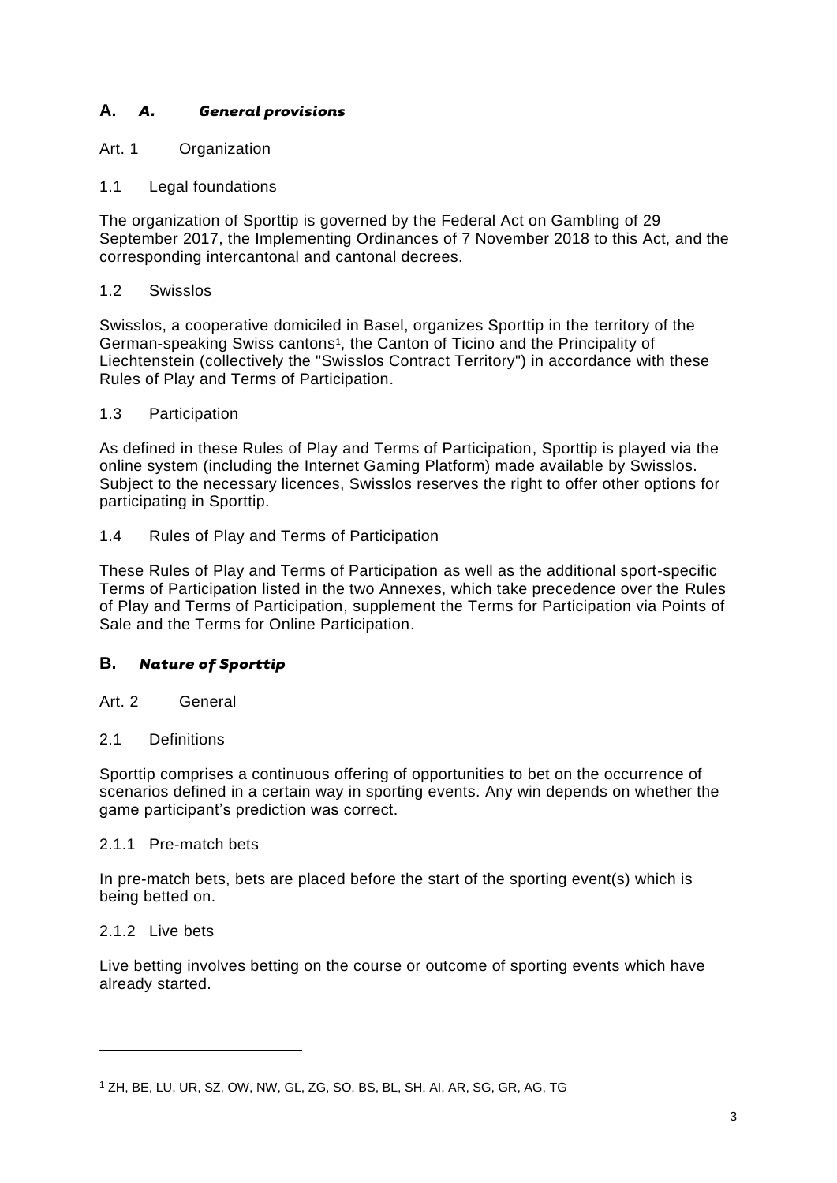## A. *A. General provisions*

### Art. 1 Organization

#### 1.1 Legal foundations

The organization of Sporttip is governed by the Federal Act on Gambling of 29 September 2017, the Implementing Ordinances of 7 November 2018 to this Act, and the corresponding intercantonal and cantonal decrees.

#### 1.2 Swisslos

Swisslos, a cooperative domiciled in Basel, organizes Sporttip in the territory of the German-speaking Swiss cantons[1], the Canton of Ticino and the Principality of Liechtenstein (collectively the "Swisslos Contract Territory") in accordance with these Rules of Play and Terms of Participation.

#### 1.3 Participation

As defined in these Rules of Play and Terms of Participation, Sporttip is played via the online system (including the Internet Gaming Platform) made available by Swisslos. Subject to the necessary licences, Swisslos reserves the right to offer other options for participating in Sporttip.

#### 1.4 Rules of Play and Terms of Participation

These Rules of Play and Terms of Participation as well as the additional sport-specific Terms of Participation listed in the two Annexes, which take precedence over the Rules of Play and Terms of Participation, supplement the Terms for Participation via Points of Sale and the Terms for Online Participation.

## B. *Nature of Sporttip*

### Art. 2 General

#### 2.1 Definitions

Sporttip comprises a continuous offering of opportunities to bet on the occurrence of scenarios defined in a certain way in sporting events. Any win depends on whether the game participant's prediction was correct.

##### 2.1.1 Pre-match bets

In pre-match bets, bets are placed before the start of the sporting event(s) which is being betted on.

##### 2.1.2 Live bets

Live betting involves betting on the course or outcome of sporting events which have already started.

---

[1] ZH, BE, LU, UR, SZ, OW, NW, GL, ZG, SO, BS, BL, SH, AI, AR, SG, GR, AG, TG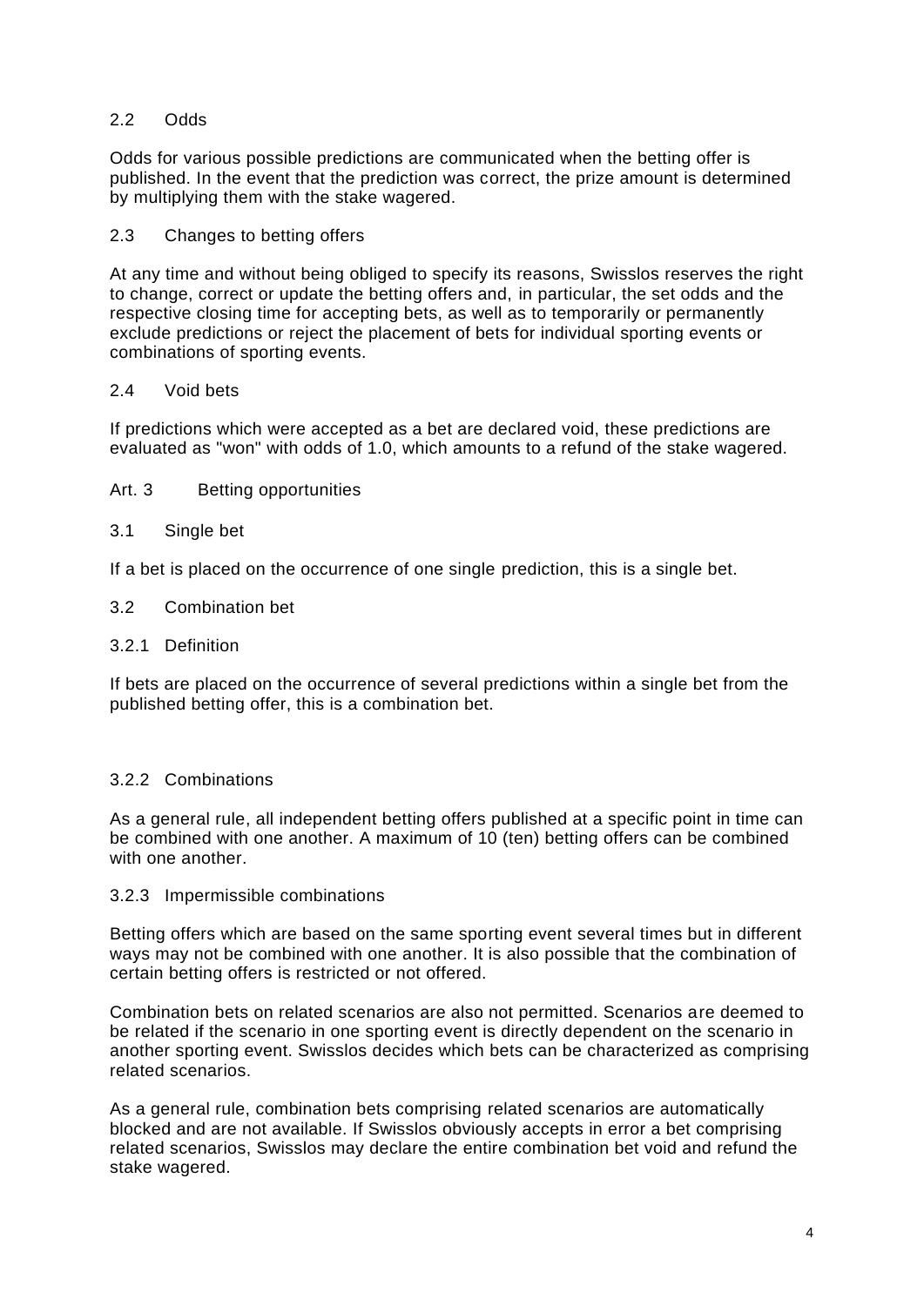### 2.2 Odds

Odds for various possible predictions are communicated when the betting offer is published. In the event that the prediction was correct, the prize amount is determined by multiplying them with the stake wagered.

### 2.3 Changes to betting offers

At any time and without being obliged to specify its reasons, Swisslos reserves the right to change, correct or update the betting offers and, in particular, the set odds and the respective closing time for accepting bets, as well as to temporarily or permanently exclude predictions or reject the placement of bets for individual sporting events or combinations of sporting events.

### 2.4 Void bets

If predictions which were accepted as a bet are declared void, these predictions are evaluated as "won" with odds of 1.0, which amounts to a refund of the stake wagered.

## Art. 3 Betting opportunities

### 3.1 Single bet

If a bet is placed on the occurrence of one single prediction, this is a single bet.

### 3.2 Combination bet

#### 3.2.1 Definition

If bets are placed on the occurrence of several predictions within a single bet from the published betting offer, this is a combination bet.

#### 3.2.2 Combinations

As a general rule, all independent betting offers published at a specific point in time can be combined with one another. A maximum of 10 (ten) betting offers can be combined with one another.

#### 3.2.3 Impermissible combinations

Betting offers which are based on the same sporting event several times but in different ways may not be combined with one another. It is also possible that the combination of certain betting offers is restricted or not offered.

Combination bets on related scenarios are also not permitted. Scenarios are deemed to be related if the scenario in one sporting event is directly dependent on the scenario in another sporting event. Swisslos decides which bets can be characterized as comprising related scenarios.

As a general rule, combination bets comprising related scenarios are automatically blocked and are not available. If Swisslos obviously accepts in error a bet comprising related scenarios, Swisslos may declare the entire combination bet void and refund the stake wagered.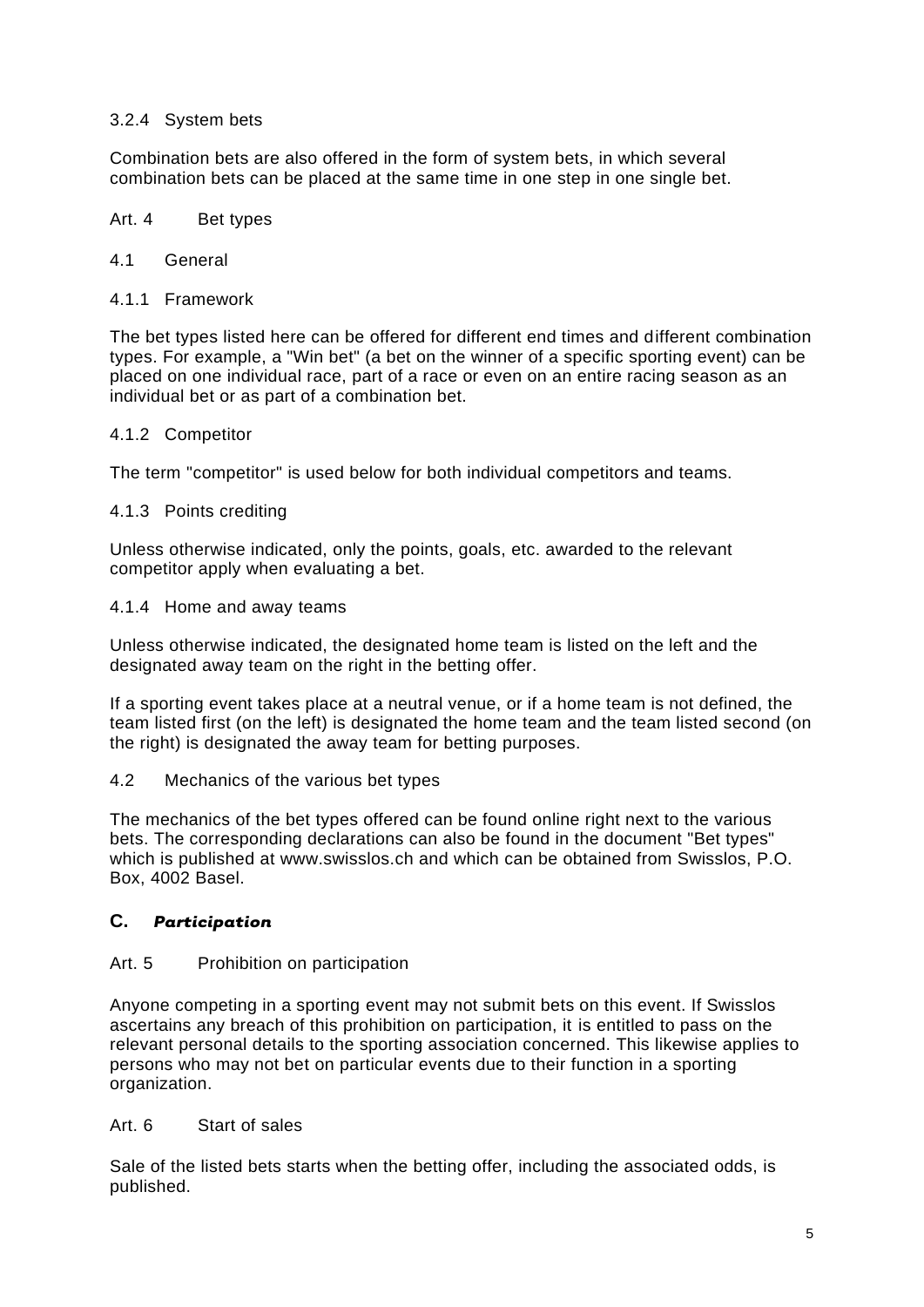#### 3.2.4 System bets

Combination bets are also offered in the form of system bets, in which several combination bets can be placed at the same time in one step in one single bet.

### Art. 4 Bet types

#### 4.1 General

#### 4.1.1 Framework

The bet types listed here can be offered for different end times and different combination types. For example, a "Win bet" (a bet on the winner of a specific sporting event) can be placed on one individual race, part of a race or even on an entire racing season as an individual bet or as part of a combination bet.

#### 4.1.2 Competitor

The term "competitor" is used below for both individual competitors and teams.

#### 4.1.3 Points crediting

Unless otherwise indicated, only the points, goals, etc. awarded to the relevant competitor apply when evaluating a bet.

#### 4.1.4 Home and away teams

Unless otherwise indicated, the designated home team is listed on the left and the designated away team on the right in the betting offer.

If a sporting event takes place at a neutral venue, or if a home team is not defined, the team listed first (on the left) is designated the home team and the team listed second (on the right) is designated the away team for betting purposes.

#### 4.2 Mechanics of the various bet types

The mechanics of the bet types offered can be found online right next to the various bets. The corresponding declarations can also be found in the document "Bet types" which is published at www.swisslos.ch and which can be obtained from Swisslos, P.O. Box, 4002 Basel.

## C. *Participation*

### Art. 5 Prohibition on participation

Anyone competing in a sporting event may not submit bets on this event. If Swisslos ascertains any breach of this prohibition on participation, it is entitled to pass on the relevant personal details to the sporting association concerned. This likewise applies to persons who may not bet on particular events due to their function in a sporting organization.

### Art. 6 Start of sales

Sale of the listed bets starts when the betting offer, including the associated odds, is published.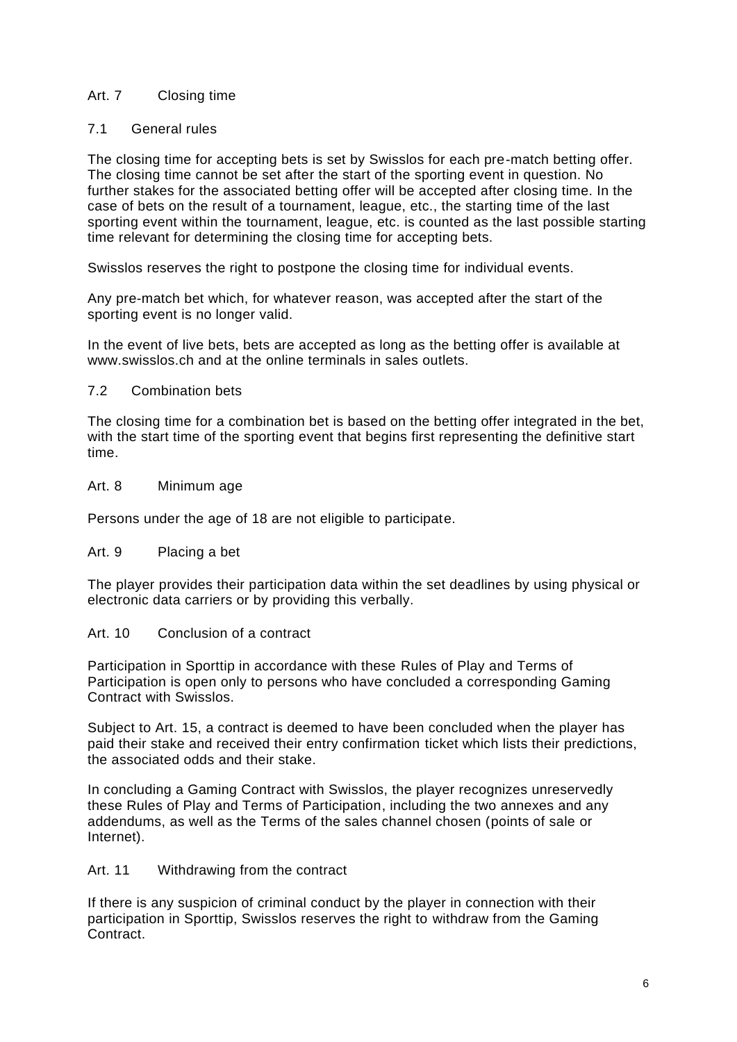## Art. 7 Closing time

### 7.1 General rules

The closing time for accepting bets is set by Swisslos for each pre-match betting offer. The closing time cannot be set after the start of the sporting event in question. No further stakes for the associated betting offer will be accepted after closing time. In the case of bets on the result of a tournament, league, etc., the starting time of the last sporting event within the tournament, league, etc. is counted as the last possible starting time relevant for determining the closing time for accepting bets.

Swisslos reserves the right to postpone the closing time for individual events.

Any pre-match bet which, for whatever reason, was accepted after the start of the sporting event is no longer valid.

In the event of live bets, bets are accepted as long as the betting offer is available at www.swisslos.ch and at the online terminals in sales outlets.

### 7.2 Combination bets

The closing time for a combination bet is based on the betting offer integrated in the bet, with the start time of the sporting event that begins first representing the definitive start time.

## Art. 8 Minimum age

Persons under the age of 18 are not eligible to participate.

## Art. 9 Placing a bet

The player provides their participation data within the set deadlines by using physical or electronic data carriers or by providing this verbally.

## Art. 10 Conclusion of a contract

Participation in Sporttip in accordance with these Rules of Play and Terms of Participation is open only to persons who have concluded a corresponding Gaming Contract with Swisslos.

Subject to Art. 15, a contract is deemed to have been concluded when the player has paid their stake and received their entry confirmation ticket which lists their predictions, the associated odds and their stake.

In concluding a Gaming Contract with Swisslos, the player recognizes unreservedly these Rules of Play and Terms of Participation, including the two annexes and any addendums, as well as the Terms of the sales channel chosen (points of sale or Internet).

## Art. 11 Withdrawing from the contract

If there is any suspicion of criminal conduct by the player in connection with their participation in Sporttip, Swisslos reserves the right to withdraw from the Gaming Contract.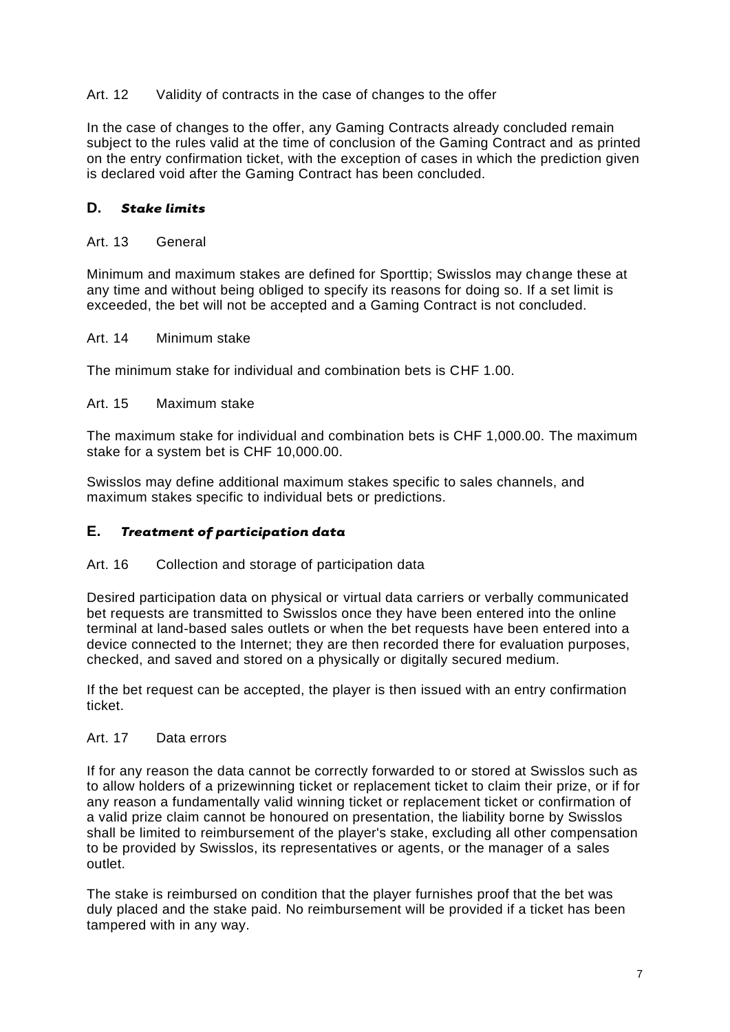Art. 12 Validity of contracts in the case of changes to the offer

In the case of changes to the offer, any Gaming Contracts already concluded remain subject to the rules valid at the time of conclusion of the Gaming Contract and as printed on the entry confirmation ticket, with the exception of cases in which the prediction given is declared void after the Gaming Contract has been concluded.

## D. *Stake limits*

Art. 13 General

Minimum and maximum stakes are defined for Sporttip; Swisslos may change these at any time and without being obliged to specify its reasons for doing so. If a set limit is exceeded, the bet will not be accepted and a Gaming Contract is not concluded.

Art. 14 Minimum stake

The minimum stake for individual and combination bets is CHF 1.00.

Art. 15 Maximum stake

The maximum stake for individual and combination bets is CHF 1,000.00. The maximum stake for a system bet is CHF 10,000.00.

Swisslos may define additional maximum stakes specific to sales channels, and maximum stakes specific to individual bets or predictions.

## E. *Treatment of participation data*

Art. 16 Collection and storage of participation data

Desired participation data on physical or virtual data carriers or verbally communicated bet requests are transmitted to Swisslos once they have been entered into the online terminal at land-based sales outlets or when the bet requests have been entered into a device connected to the Internet; they are then recorded there for evaluation purposes, checked, and saved and stored on a physically or digitally secured medium.

If the bet request can be accepted, the player is then issued with an entry confirmation ticket.

Art. 17 Data errors

If for any reason the data cannot be correctly forwarded to or stored at Swisslos such as to allow holders of a prizewinning ticket or replacement ticket to claim their prize, or if for any reason a fundamentally valid winning ticket or replacement ticket or confirmation of a valid prize claim cannot be honoured on presentation, the liability borne by Swisslos shall be limited to reimbursement of the player's stake, excluding all other compensation to be provided by Swisslos, its representatives or agents, or the manager of a sales outlet.

The stake is reimbursed on condition that the player furnishes proof that the bet was duly placed and the stake paid. No reimbursement will be provided if a ticket has been tampered with in any way.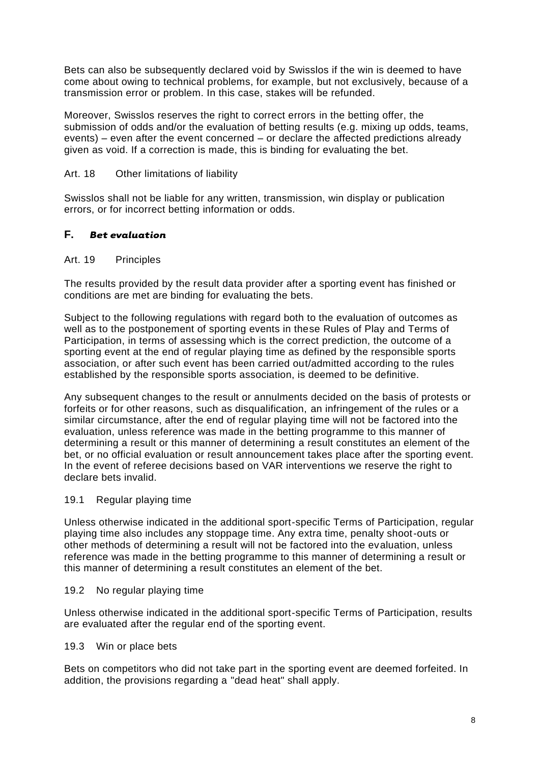Bets can also be subsequently declared void by Swisslos if the win is deemed to have come about owing to technical problems, for example, but not exclusively, because of a transmission error or problem. In this case, stakes will be refunded.

Moreover, Swisslos reserves the right to correct errors in the betting offer, the submission of odds and/or the evaluation of betting results (e.g. mixing up odds, teams, events) – even after the event concerned – or declare the affected predictions already given as void. If a correction is made, this is binding for evaluating the bet.

### Art. 18 Other limitations of liability

Swisslos shall not be liable for any written, transmission, win display or publication errors, or for incorrect betting information or odds.

## F. *Bet evaluation*

### Art. 19 Principles

The results provided by the result data provider after a sporting event has finished or conditions are met are binding for evaluating the bets.

Subject to the following regulations with regard both to the evaluation of outcomes as well as to the postponement of sporting events in these Rules of Play and Terms of Participation, in terms of assessing which is the correct prediction, the outcome of a sporting event at the end of regular playing time as defined by the responsible sports association, or after such event has been carried out/admitted according to the rules established by the responsible sports association, is deemed to be definitive.

Any subsequent changes to the result or annulments decided on the basis of protests or forfeits or for other reasons, such as disqualification, an infringement of the rules or a similar circumstance, after the end of regular playing time will not be factored into the evaluation, unless reference was made in the betting programme to this manner of determining a result or this manner of determining a result constitutes an element of the bet, or no official evaluation or result announcement takes place after the sporting event. In the event of referee decisions based on VAR interventions we reserve the right to declare bets invalid.

#### 19.1 Regular playing time

Unless otherwise indicated in the additional sport-specific Terms of Participation, regular playing time also includes any stoppage time. Any extra time, penalty shoot-outs or other methods of determining a result will not be factored into the evaluation, unless reference was made in the betting programme to this manner of determining a result or this manner of determining a result constitutes an element of the bet.

#### 19.2 No regular playing time

Unless otherwise indicated in the additional sport-specific Terms of Participation, results are evaluated after the regular end of the sporting event.

#### 19.3 Win or place bets

Bets on competitors who did not take part in the sporting event are deemed forfeited. In addition, the provisions regarding a "dead heat" shall apply.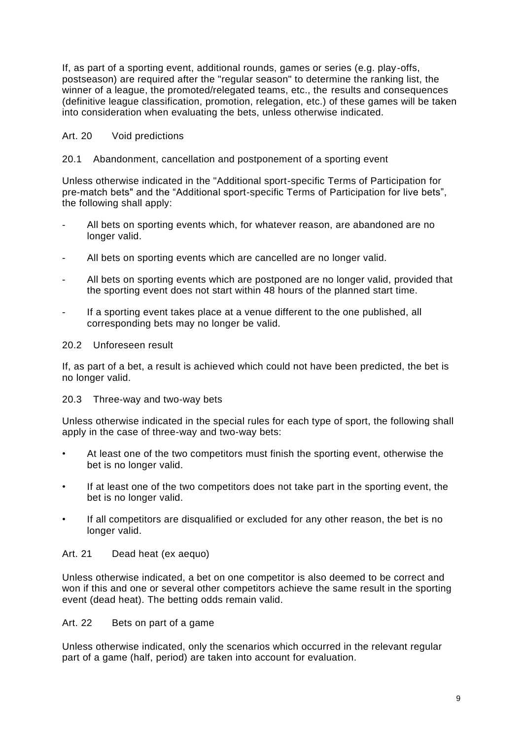If, as part of a sporting event, additional rounds, games or series (e.g. play-offs, postseason) are required after the "regular season" to determine the ranking list, the winner of a league, the promoted/relegated teams, etc., the results and consequences (definitive league classification, promotion, relegation, etc.) of these games will be taken into consideration when evaluating the bets, unless otherwise indicated.

## Art. 20 Void predictions

### 20.1 Abandonment, cancellation and postponement of a sporting event

Unless otherwise indicated in the "Additional sport-specific Terms of Participation for pre-match bets" and the "Additional sport-specific Terms of Participation for live bets", the following shall apply:

- All bets on sporting events which, for whatever reason, are abandoned are no longer valid.
- All bets on sporting events which are cancelled are no longer valid.
- All bets on sporting events which are postponed are no longer valid, provided that the sporting event does not start within 48 hours of the planned start time.
- If a sporting event takes place at a venue different to the one published, all corresponding bets may no longer be valid.

### 20.2 Unforeseen result

If, as part of a bet, a result is achieved which could not have been predicted, the bet is no longer valid.

### 20.3 Three-way and two-way bets

Unless otherwise indicated in the special rules for each type of sport, the following shall apply in the case of three-way and two-way bets:

- At least one of the two competitors must finish the sporting event, otherwise the bet is no longer valid.
- If at least one of the two competitors does not take part in the sporting event, the bet is no longer valid.
- If all competitors are disqualified or excluded for any other reason, the bet is no longer valid.

## Art. 21 Dead heat (ex aequo)

Unless otherwise indicated, a bet on one competitor is also deemed to be correct and won if this and one or several other competitors achieve the same result in the sporting event (dead heat). The betting odds remain valid.

## Art. 22 Bets on part of a game

Unless otherwise indicated, only the scenarios which occurred in the relevant regular part of a game (half, period) are taken into account for evaluation.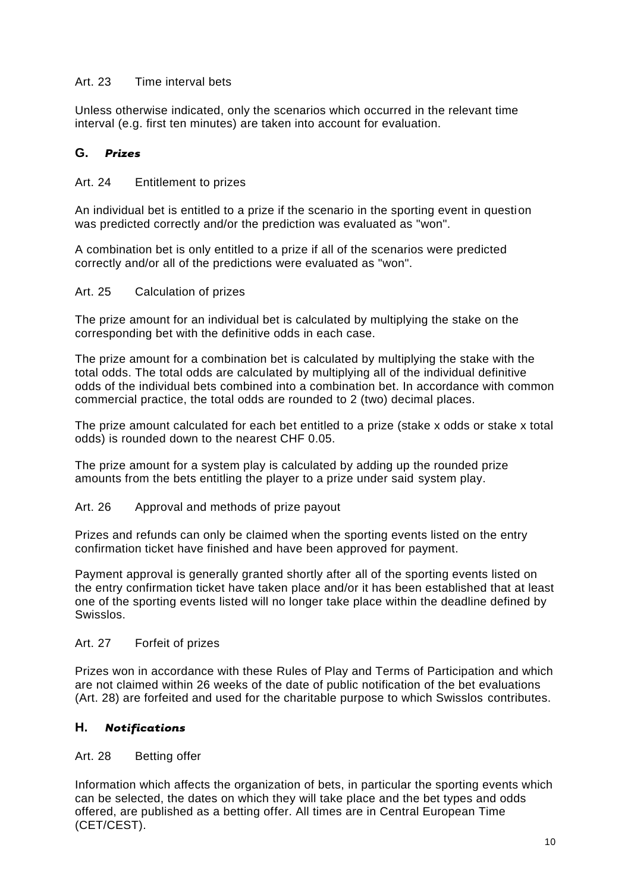### Art. 23 Time interval bets

Unless otherwise indicated, only the scenarios which occurred in the relevant time interval (e.g. first ten minutes) are taken into account for evaluation.

## G. *Prizes*

### Art. 24 Entitlement to prizes

An individual bet is entitled to a prize if the scenario in the sporting event in question was predicted correctly and/or the prediction was evaluated as "won".

A combination bet is only entitled to a prize if all of the scenarios were predicted correctly and/or all of the predictions were evaluated as "won".

### Art. 25 Calculation of prizes

The prize amount for an individual bet is calculated by multiplying the stake on the corresponding bet with the definitive odds in each case.

The prize amount for a combination bet is calculated by multiplying the stake with the total odds. The total odds are calculated by multiplying all of the individual definitive odds of the individual bets combined into a combination bet. In accordance with common commercial practice, the total odds are rounded to 2 (two) decimal places.

The prize amount calculated for each bet entitled to a prize (stake x odds or stake x total odds) is rounded down to the nearest CHF 0.05.

The prize amount for a system play is calculated by adding up the rounded prize amounts from the bets entitling the player to a prize under said system play.

### Art. 26 Approval and methods of prize payout

Prizes and refunds can only be claimed when the sporting events listed on the entry confirmation ticket have finished and have been approved for payment.

Payment approval is generally granted shortly after all of the sporting events listed on the entry confirmation ticket have taken place and/or it has been established that at least one of the sporting events listed will no longer take place within the deadline defined by Swisslos.

### Art. 27 Forfeit of prizes

Prizes won in accordance with these Rules of Play and Terms of Participation and which are not claimed within 26 weeks of the date of public notification of the bet evaluations (Art. 28) are forfeited and used for the charitable purpose to which Swisslos contributes.

## H. *Notifications*

### Art. 28 Betting offer

Information which affects the organization of bets, in particular the sporting events which can be selected, the dates on which they will take place and the bet types and odds offered, are published as a betting offer. All times are in Central European Time (CET/CEST).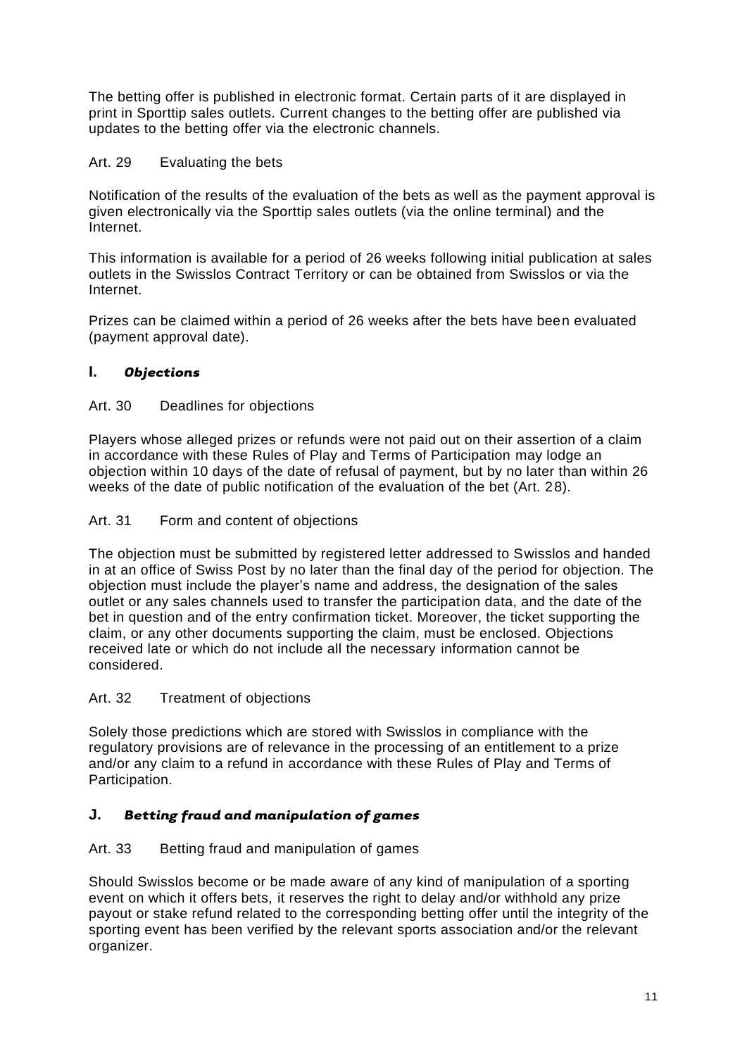The betting offer is published in electronic format. Certain parts of it are displayed in print in Sporttip sales outlets. Current changes to the betting offer are published via updates to the betting offer via the electronic channels.

Art. 29 Evaluating the bets

Notification of the results of the evaluation of the bets as well as the payment approval is given electronically via the Sporttip sales outlets (via the online terminal) and the Internet.

This information is available for a period of 26 weeks following initial publication at sales outlets in the Swisslos Contract Territory or can be obtained from Swisslos or via the Internet.

Prizes can be claimed within a period of 26 weeks after the bets have been evaluated (payment approval date).

## I. *Objections*

Art. 30 Deadlines for objections

Players whose alleged prizes or refunds were not paid out on their assertion of a claim in accordance with these Rules of Play and Terms of Participation may lodge an objection within 10 days of the date of refusal of payment, but by no later than within 26 weeks of the date of public notification of the evaluation of the bet (Art. 28).

Art. 31 Form and content of objections

The objection must be submitted by registered letter addressed to Swisslos and handed in at an office of Swiss Post by no later than the final day of the period for objection. The objection must include the player's name and address, the designation of the sales outlet or any sales channels used to transfer the participation data, and the date of the bet in question and of the entry confirmation ticket. Moreover, the ticket supporting the claim, or any other documents supporting the claim, must be enclosed. Objections received late or which do not include all the necessary information cannot be considered.

Art. 32 Treatment of objections

Solely those predictions which are stored with Swisslos in compliance with the regulatory provisions are of relevance in the processing of an entitlement to a prize and/or any claim to a refund in accordance with these Rules of Play and Terms of Participation.

## J. *Betting fraud and manipulation of games*

Art. 33 Betting fraud and manipulation of games

Should Swisslos become or be made aware of any kind of manipulation of a sporting event on which it offers bets, it reserves the right to delay and/or withhold any prize payout or stake refund related to the corresponding betting offer until the integrity of the sporting event has been verified by the relevant sports association and/or the relevant organizer.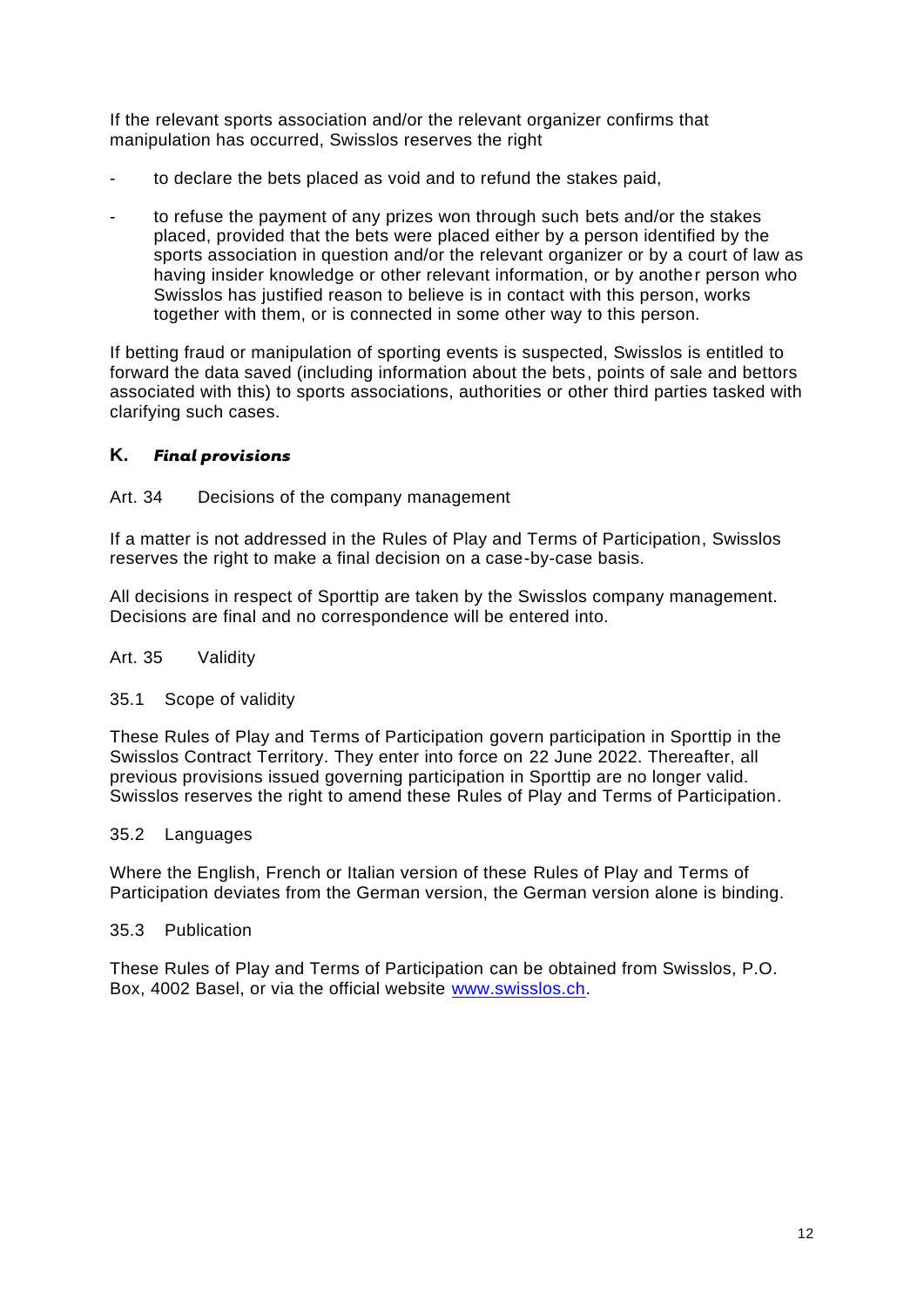If the relevant sports association and/or the relevant organizer confirms that manipulation has occurred, Swisslos reserves the right

- to declare the bets placed as void and to refund the stakes paid,
- to refuse the payment of any prizes won through such bets and/or the stakes placed, provided that the bets were placed either by a person identified by the sports association in question and/or the relevant organizer or by a court of law as having insider knowledge or other relevant information, or by another person who Swisslos has justified reason to believe is in contact with this person, works together with them, or is connected in some other way to this person.

If betting fraud or manipulation of sporting events is suspected, Swisslos is entitled to forward the data saved (including information about the bets, points of sale and bettors associated with this) to sports associations, authorities or other third parties tasked with clarifying such cases.

## K. *Final provisions*

Art. 34 Decisions of the company management

If a matter is not addressed in the Rules of Play and Terms of Participation, Swisslos reserves the right to make a final decision on a case-by-case basis.

All decisions in respect of Sporttip are taken by the Swisslos company management. Decisions are final and no correspondence will be entered into.

Art. 35 Validity

35.1 Scope of validity

These Rules of Play and Terms of Participation govern participation in Sporttip in the Swisslos Contract Territory. They enter into force on 22 June 2022. Thereafter, all previous provisions issued governing participation in Sporttip are no longer valid. Swisslos reserves the right to amend these Rules of Play and Terms of Participation.

35.2 Languages

Where the English, French or Italian version of these Rules of Play and Terms of Participation deviates from the German version, the German version alone is binding.

35.3 Publication

These Rules of Play and Terms of Participation can be obtained from Swisslos, P.O. Box, 4002 Basel, or via the official website [www.swisslos.ch](http://www.swisslos.ch).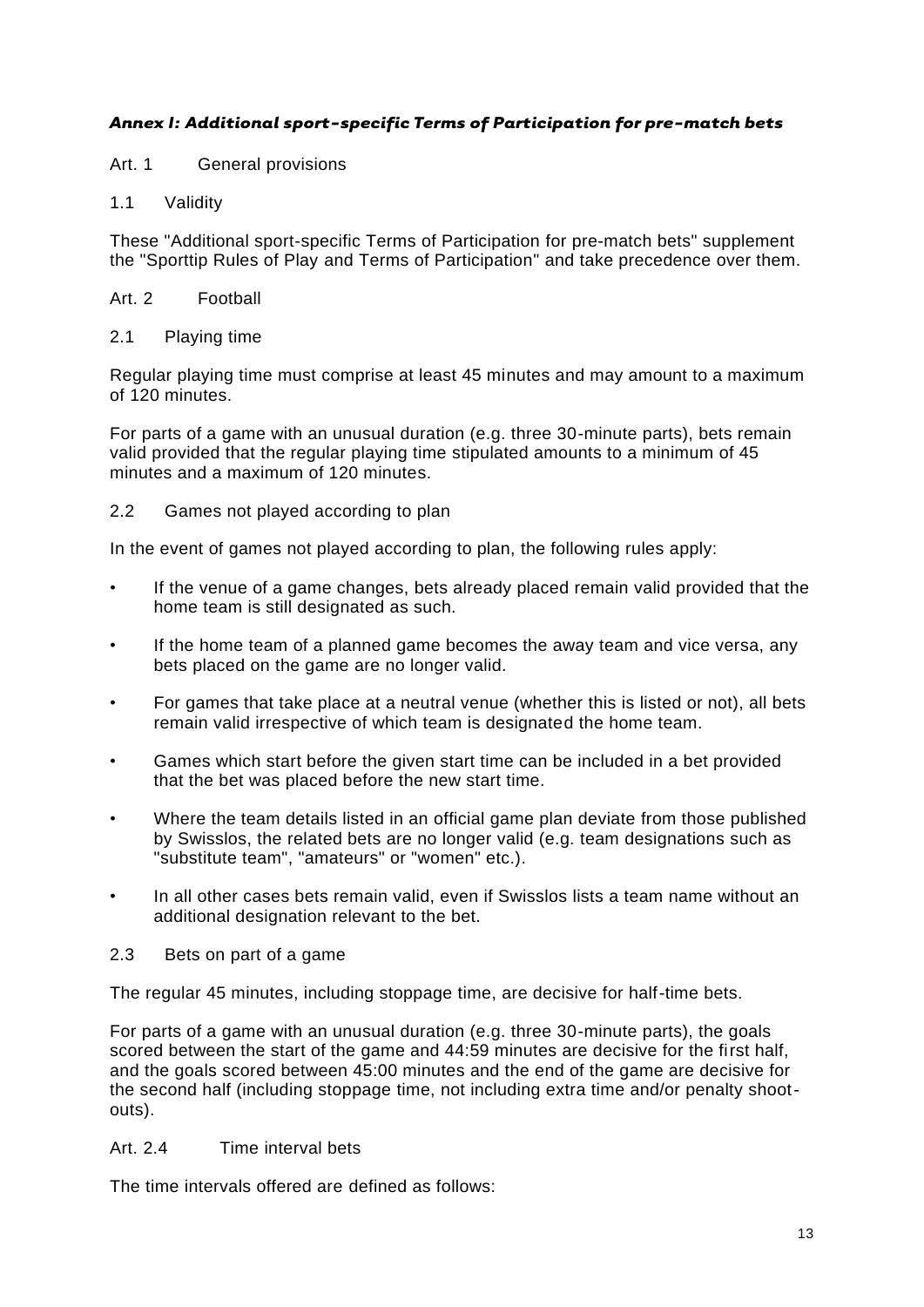### *Annex I: Additional sport-specific Terms of Participation for pre-match bets*

Art. 1 General provisions

1.1 Validity

These "Additional sport-specific Terms of Participation for pre-match bets" supplement the "Sporttip Rules of Play and Terms of Participation" and take precedence over them.

Art. 2 Football

2.1 Playing time

Regular playing time must comprise at least 45 minutes and may amount to a maximum of 120 minutes.

For parts of a game with an unusual duration (e.g. three 30-minute parts), bets remain valid provided that the regular playing time stipulated amounts to a minimum of 45 minutes and a maximum of 120 minutes.

2.2 Games not played according to plan

In the event of games not played according to plan, the following rules apply:

- If the venue of a game changes, bets already placed remain valid provided that the home team is still designated as such.
- If the home team of a planned game becomes the away team and vice versa, any bets placed on the game are no longer valid.
- For games that take place at a neutral venue (whether this is listed or not), all bets remain valid irrespective of which team is designated the home team.
- Games which start before the given start time can be included in a bet provided that the bet was placed before the new start time.
- Where the team details listed in an official game plan deviate from those published by Swisslos, the related bets are no longer valid (e.g. team designations such as "substitute team", "amateurs" or "women" etc.).
- In all other cases bets remain valid, even if Swisslos lists a team name without an additional designation relevant to the bet.

2.3 Bets on part of a game

The regular 45 minutes, including stoppage time, are decisive for half-time bets.

For parts of a game with an unusual duration (e.g. three 30-minute parts), the goals scored between the start of the game and 44:59 minutes are decisive for the first half, and the goals scored between 45:00 minutes and the end of the game are decisive for the second half (including stoppage time, not including extra time and/or penalty shoot-outs).

Art. 2.4 Time interval bets

The time intervals offered are defined as follows: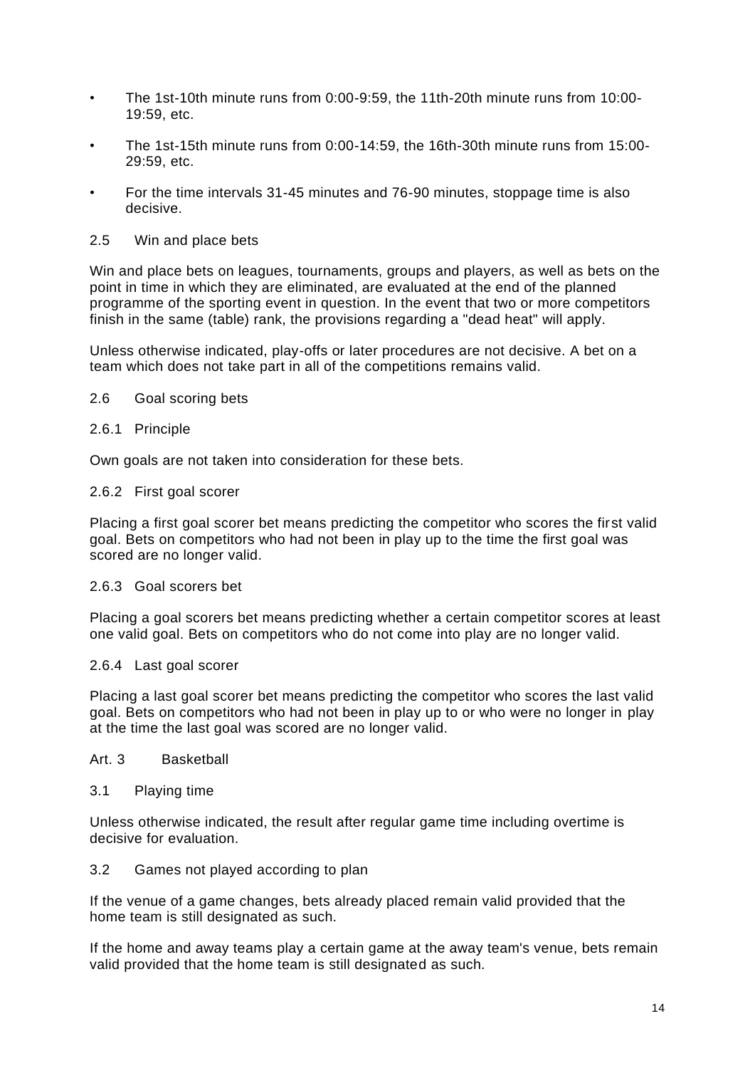- The 1st-10th minute runs from 0:00-9:59, the 11th-20th minute runs from 10:00-19:59, etc.
- The 1st-15th minute runs from 0:00-14:59, the 16th-30th minute runs from 15:00-29:59, etc.
- For the time intervals 31-45 minutes and 76-90 minutes, stoppage time is also decisive.

### 2.5 Win and place bets

Win and place bets on leagues, tournaments, groups and players, as well as bets on the point in time in which they are eliminated, are evaluated at the end of the planned programme of the sporting event in question. In the event that two or more competitors finish in the same (table) rank, the provisions regarding a "dead heat" will apply.

Unless otherwise indicated, play-offs or later procedures are not decisive. A bet on a team which does not take part in all of the competitions remains valid.

### 2.6 Goal scoring bets

#### 2.6.1 Principle

Own goals are not taken into consideration for these bets.

#### 2.6.2 First goal scorer

Placing a first goal scorer bet means predicting the competitor who scores the first valid goal. Bets on competitors who had not been in play up to the time the first goal was scored are no longer valid.

#### 2.6.3 Goal scorers bet

Placing a goal scorers bet means predicting whether a certain competitor scores at least one valid goal. Bets on competitors who do not come into play are no longer valid.

#### 2.6.4 Last goal scorer

Placing a last goal scorer bet means predicting the competitor who scores the last valid goal. Bets on competitors who had not been in play up to or who were no longer in play at the time the last goal was scored are no longer valid.

## Art. 3 Basketball

### 3.1 Playing time

Unless otherwise indicated, the result after regular game time including overtime is decisive for evaluation.

### 3.2 Games not played according to plan

If the venue of a game changes, bets already placed remain valid provided that the home team is still designated as such.

If the home and away teams play a certain game at the away team's venue, bets remain valid provided that the home team is still designated as such.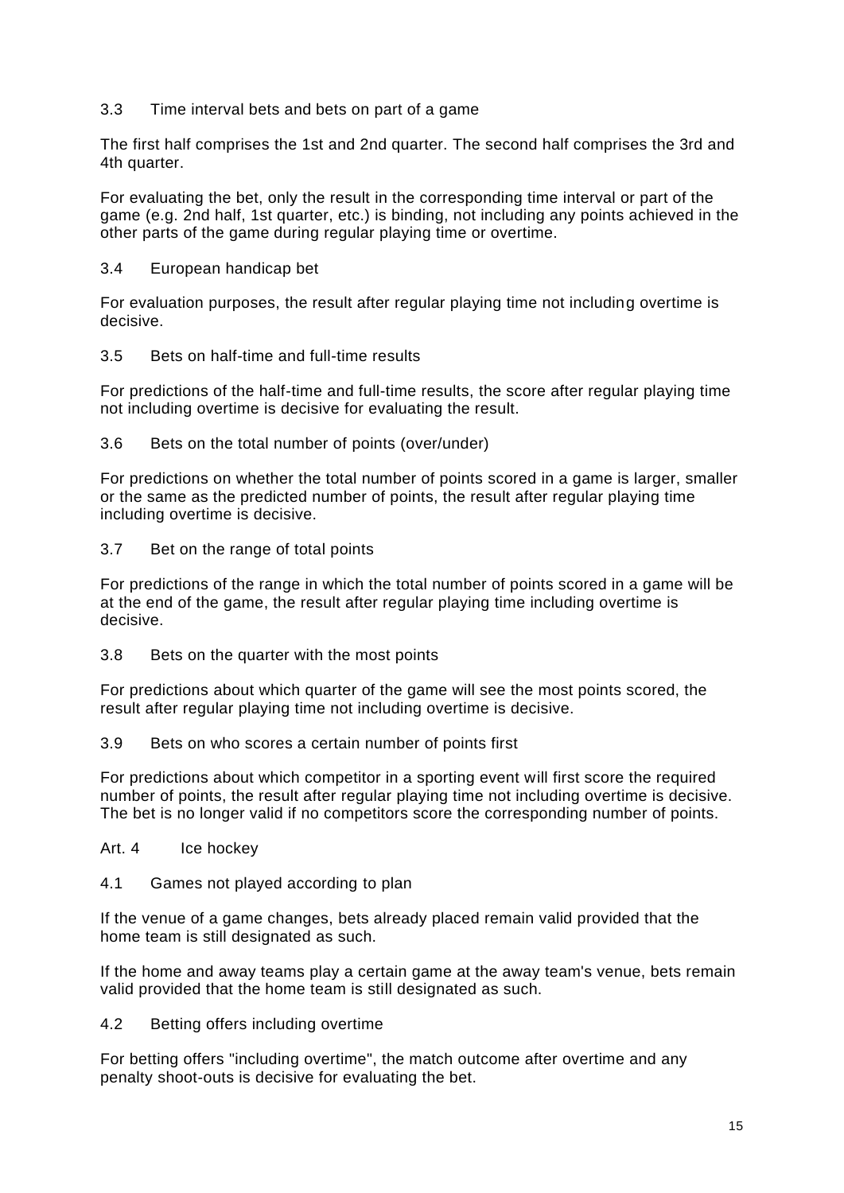### 3.3 Time interval bets and bets on part of a game

The first half comprises the 1st and 2nd quarter. The second half comprises the 3rd and 4th quarter.

For evaluating the bet, only the result in the corresponding time interval or part of the game (e.g. 2nd half, 1st quarter, etc.) is binding, not including any points achieved in the other parts of the game during regular playing time or overtime.

### 3.4 European handicap bet

For evaluation purposes, the result after regular playing time not including overtime is decisive.

### 3.5 Bets on half-time and full-time results

For predictions of the half-time and full-time results, the score after regular playing time not including overtime is decisive for evaluating the result.

### 3.6 Bets on the total number of points (over/under)

For predictions on whether the total number of points scored in a game is larger, smaller or the same as the predicted number of points, the result after regular playing time including overtime is decisive.

### 3.7 Bet on the range of total points

For predictions of the range in which the total number of points scored in a game will be at the end of the game, the result after regular playing time including overtime is decisive.

### 3.8 Bets on the quarter with the most points

For predictions about which quarter of the game will see the most points scored, the result after regular playing time not including overtime is decisive.

### 3.9 Bets on who scores a certain number of points first

For predictions about which competitor in a sporting event will first score the required number of points, the result after regular playing time not including overtime is decisive. The bet is no longer valid if no competitors score the corresponding number of points.

## Art. 4 Ice hockey

### 4.1 Games not played according to plan

If the venue of a game changes, bets already placed remain valid provided that the home team is still designated as such.

If the home and away teams play a certain game at the away team's venue, bets remain valid provided that the home team is still designated as such.

### 4.2 Betting offers including overtime

For betting offers "including overtime", the match outcome after overtime and any penalty shoot-outs is decisive for evaluating the bet.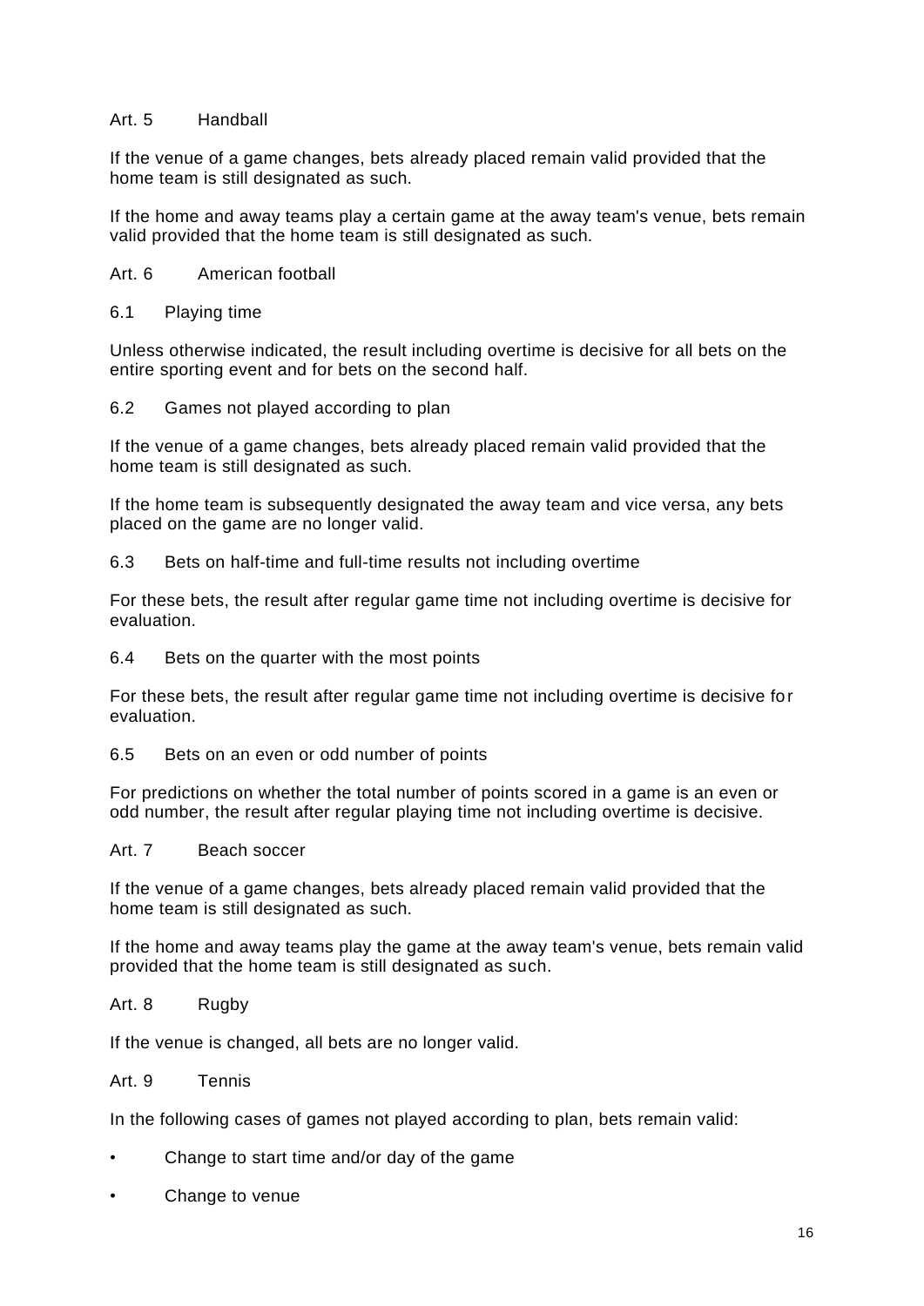## Art. 5 Handball

If the venue of a game changes, bets already placed remain valid provided that the home team is still designated as such.

If the home and away teams play a certain game at the away team's venue, bets remain valid provided that the home team is still designated as such.

## Art. 6 American football

### 6.1 Playing time

Unless otherwise indicated, the result including overtime is decisive for all bets on the entire sporting event and for bets on the second half.

### 6.2 Games not played according to plan

If the venue of a game changes, bets already placed remain valid provided that the home team is still designated as such.

If the home team is subsequently designated the away team and vice versa, any bets placed on the game are no longer valid.

### 6.3 Bets on half-time and full-time results not including overtime

For these bets, the result after regular game time not including overtime is decisive for evaluation.

### 6.4 Bets on the quarter with the most points

For these bets, the result after regular game time not including overtime is decisive for evaluation.

### 6.5 Bets on an even or odd number of points

For predictions on whether the total number of points scored in a game is an even or odd number, the result after regular playing time not including overtime is decisive.

## Art. 7 Beach soccer

If the venue of a game changes, bets already placed remain valid provided that the home team is still designated as such.

If the home and away teams play the game at the away team's venue, bets remain valid provided that the home team is still designated as such.

## Art. 8 Rugby

If the venue is changed, all bets are no longer valid.

## Art. 9 Tennis

In the following cases of games not played according to plan, bets remain valid:

- Change to start time and/or day of the game
- Change to venue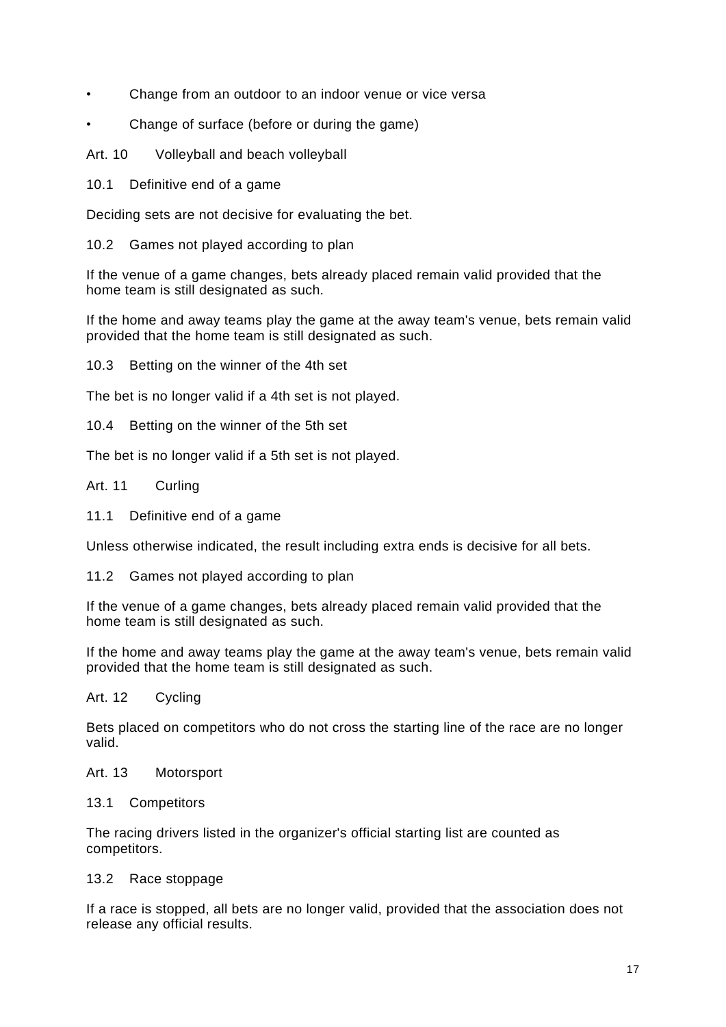- Change from an outdoor to an indoor venue or vice versa
- Change of surface (before or during the game)

## Art. 10 Volleyball and beach volleyball

### 10.1 Definitive end of a game

Deciding sets are not decisive for evaluating the bet.

### 10.2 Games not played according to plan

If the venue of a game changes, bets already placed remain valid provided that the home team is still designated as such.

If the home and away teams play the game at the away team's venue, bets remain valid provided that the home team is still designated as such.

### 10.3 Betting on the winner of the 4th set

The bet is no longer valid if a 4th set is not played.

### 10.4 Betting on the winner of the 5th set

The bet is no longer valid if a 5th set is not played.

## Art. 11 Curling

### 11.1 Definitive end of a game

Unless otherwise indicated, the result including extra ends is decisive for all bets.

### 11.2 Games not played according to plan

If the venue of a game changes, bets already placed remain valid provided that the home team is still designated as such.

If the home and away teams play the game at the away team's venue, bets remain valid provided that the home team is still designated as such.

## Art. 12 Cycling

Bets placed on competitors who do not cross the starting line of the race are no longer valid.

## Art. 13 Motorsport

### 13.1 Competitors

The racing drivers listed in the organizer's official starting list are counted as competitors.

### 13.2 Race stoppage

If a race is stopped, all bets are no longer valid, provided that the association does not release any official results.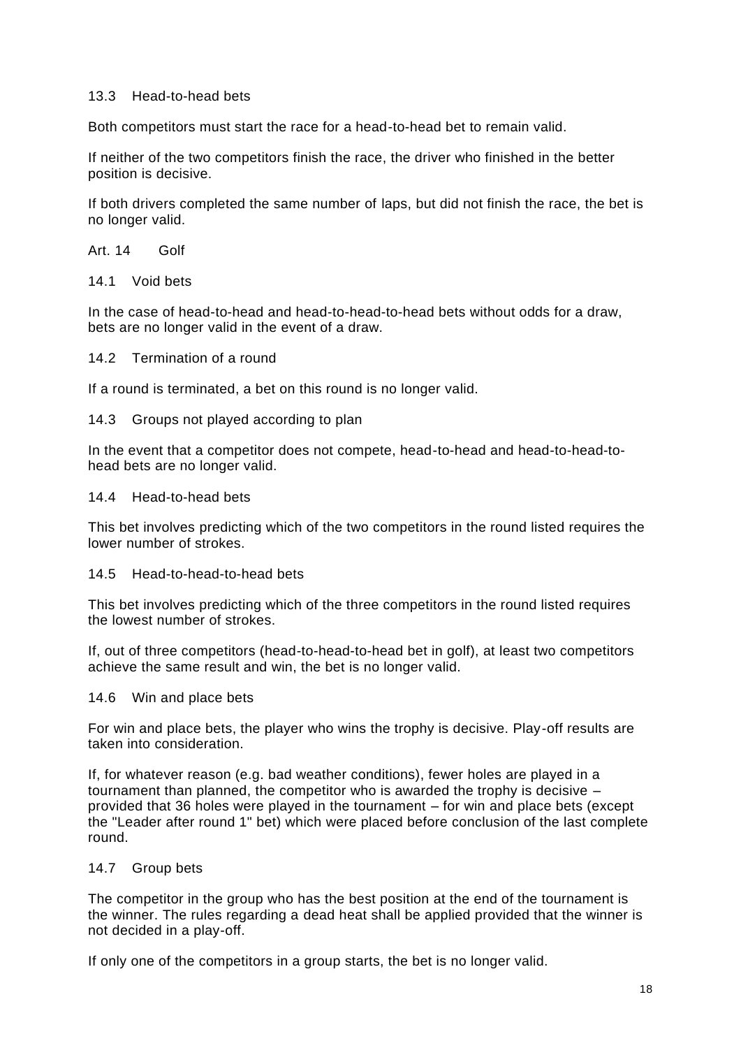### 13.3 Head-to-head bets

Both competitors must start the race for a head-to-head bet to remain valid.

If neither of the two competitors finish the race, the driver who finished in the better position is decisive.

If both drivers completed the same number of laps, but did not finish the race, the bet is no longer valid.

## Art. 14 Golf

### 14.1 Void bets

In the case of head-to-head and head-to-head-to-head bets without odds for a draw, bets are no longer valid in the event of a draw.

### 14.2 Termination of a round

If a round is terminated, a bet on this round is no longer valid.

### 14.3 Groups not played according to plan

In the event that a competitor does not compete, head-to-head and head-to-head-to-head bets are no longer valid.

### 14.4 Head-to-head bets

This bet involves predicting which of the two competitors in the round listed requires the lower number of strokes.

### 14.5 Head-to-head-to-head bets

This bet involves predicting which of the three competitors in the round listed requires the lowest number of strokes.

If, out of three competitors (head-to-head-to-head bet in golf), at least two competitors achieve the same result and win, the bet is no longer valid.

### 14.6 Win and place bets

For win and place bets, the player who wins the trophy is decisive. Play-off results are taken into consideration.

If, for whatever reason (e.g. bad weather conditions), fewer holes are played in a tournament than planned, the competitor who is awarded the trophy is decisive – provided that 36 holes were played in the tournament – for win and place bets (except the "Leader after round 1" bet) which were placed before conclusion of the last complete round.

### 14.7 Group bets

The competitor in the group who has the best position at the end of the tournament is the winner. The rules regarding a dead heat shall be applied provided that the winner is not decided in a play-off.

If only one of the competitors in a group starts, the bet is no longer valid.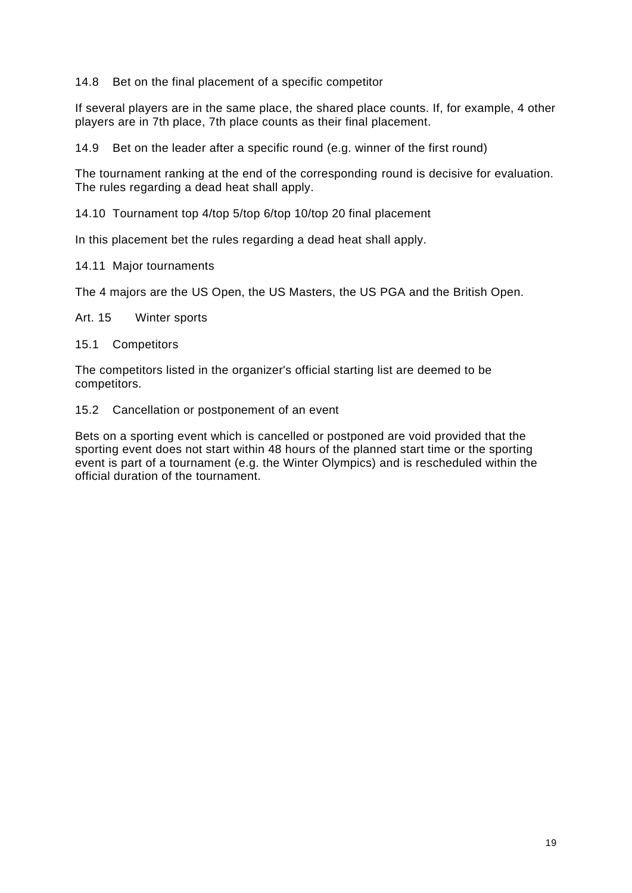### 14.8 Bet on the final placement of a specific competitor

If several players are in the same place, the shared place counts. If, for example, 4 other players are in 7th place, 7th place counts as their final placement.

### 14.9 Bet on the leader after a specific round (e.g. winner of the first round)

The tournament ranking at the end of the corresponding round is decisive for evaluation. The rules regarding a dead heat shall apply.

### 14.10 Tournament top 4/top 5/top 6/top 10/top 20 final placement

In this placement bet the rules regarding a dead heat shall apply.

### 14.11 Major tournaments

The 4 majors are the US Open, the US Masters, the US PGA and the British Open.

## Art. 15 Winter sports

### 15.1 Competitors

The competitors listed in the organizer's official starting list are deemed to be competitors.

### 15.2 Cancellation or postponement of an event

Bets on a sporting event which is cancelled or postponed are void provided that the sporting event does not start within 48 hours of the planned start time or the sporting event is part of a tournament (e.g. the Winter Olympics) and is rescheduled within the official duration of the tournament.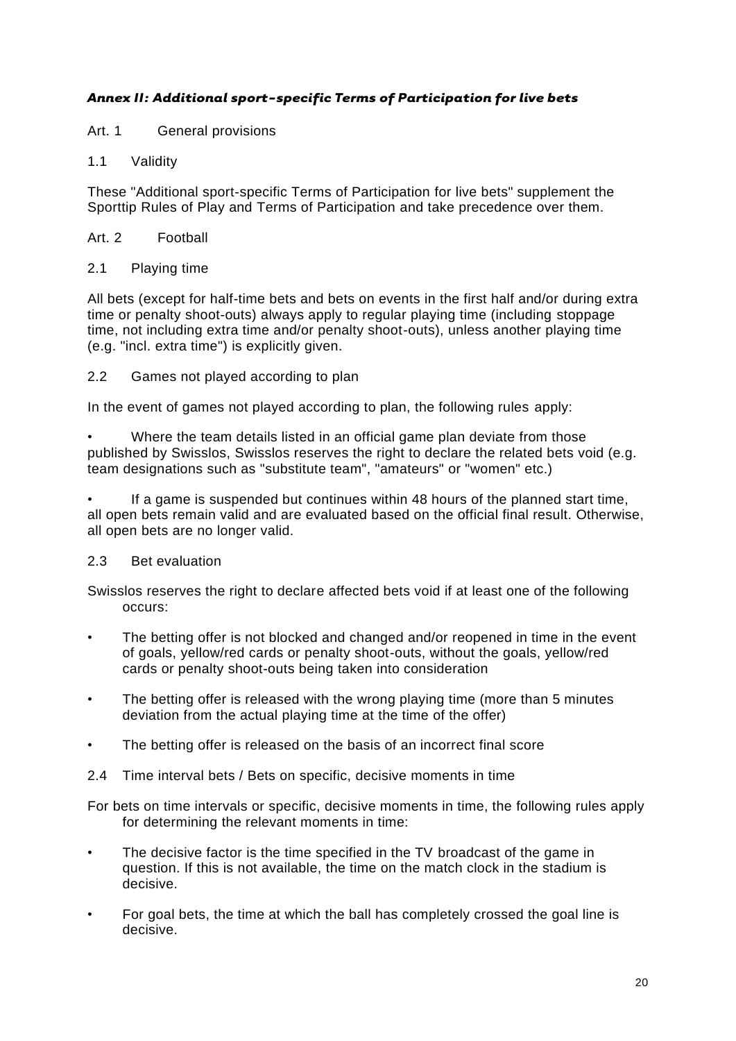## *Annex II: Additional sport-specific Terms of Participation for live bets*

### Art. 1 General provisions

#### 1.1 Validity

These "Additional sport-specific Terms of Participation for live bets" supplement the Sporttip Rules of Play and Terms of Participation and take precedence over them.

### Art. 2 Football

#### 2.1 Playing time

All bets (except for half-time bets and bets on events in the first half and/or during extra time or penalty shoot-outs) always apply to regular playing time (including stoppage time, not including extra time and/or penalty shoot-outs), unless another playing time (e.g. "incl. extra time") is explicitly given.

#### 2.2 Games not played according to plan

In the event of games not played according to plan, the following rules apply:

- Where the team details listed in an official game plan deviate from those published by Swisslos, Swisslos reserves the right to declare the related bets void (e.g. team designations such as "substitute team", "amateurs" or "women" etc.)
- If a game is suspended but continues within 48 hours of the planned start time, all open bets remain valid and are evaluated based on the official final result. Otherwise, all open bets are no longer valid.

#### 2.3 Bet evaluation

Swisslos reserves the right to declare affected bets void if at least one of the following occurs:

- The betting offer is not blocked and changed and/or reopened in time in the event of goals, yellow/red cards or penalty shoot-outs, without the goals, yellow/red cards or penalty shoot-outs being taken into consideration
- The betting offer is released with the wrong playing time (more than 5 minutes deviation from the actual playing time at the time of the offer)
- The betting offer is released on the basis of an incorrect final score

#### 2.4 Time interval bets / Bets on specific, decisive moments in time

For bets on time intervals or specific, decisive moments in time, the following rules apply for determining the relevant moments in time:

- The decisive factor is the time specified in the TV broadcast of the game in question. If this is not available, the time on the match clock in the stadium is decisive.
- For goal bets, the time at which the ball has completely crossed the goal line is decisive.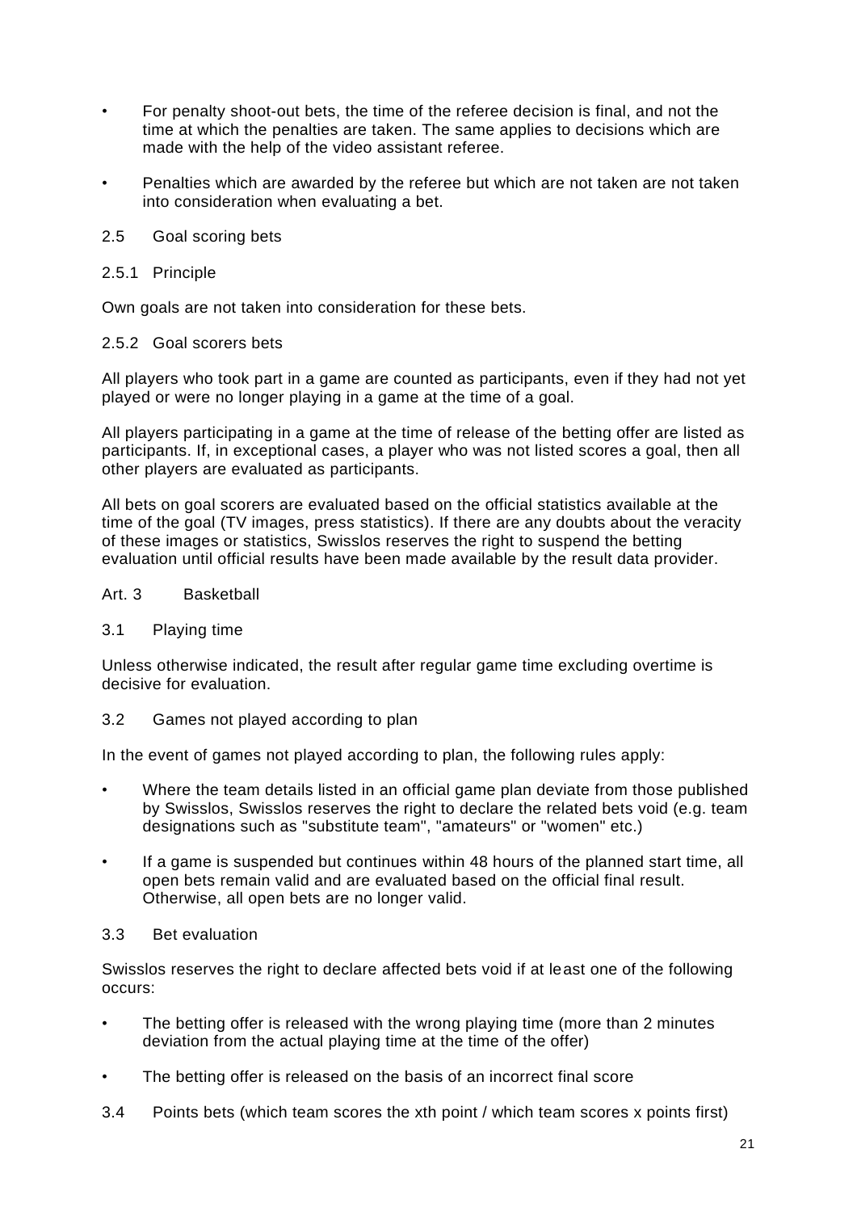- For penalty shoot-out bets, the time of the referee decision is final, and not the time at which the penalties are taken. The same applies to decisions which are made with the help of the video assistant referee.
- Penalties which are awarded by the referee but which are not taken are not taken into consideration when evaluating a bet.

### 2.5 Goal scoring bets

#### 2.5.1 Principle

Own goals are not taken into consideration for these bets.

#### 2.5.2 Goal scorers bets

All players who took part in a game are counted as participants, even if they had not yet played or were no longer playing in a game at the time of a goal.

All players participating in a game at the time of release of the betting offer are listed as participants. If, in exceptional cases, a player who was not listed scores a goal, then all other players are evaluated as participants.

All bets on goal scorers are evaluated based on the official statistics available at the time of the goal (TV images, press statistics). If there are any doubts about the veracity of these images or statistics, Swisslos reserves the right to suspend the betting evaluation until official results have been made available by the result data provider.

## Art. 3 Basketball

### 3.1 Playing time

Unless otherwise indicated, the result after regular game time excluding overtime is decisive for evaluation.

### 3.2 Games not played according to plan

In the event of games not played according to plan, the following rules apply:

- Where the team details listed in an official game plan deviate from those published by Swisslos, Swisslos reserves the right to declare the related bets void (e.g. team designations such as "substitute team", "amateurs" or "women" etc.)
- If a game is suspended but continues within 48 hours of the planned start time, all open bets remain valid and are evaluated based on the official final result. Otherwise, all open bets are no longer valid.

### 3.3 Bet evaluation

Swisslos reserves the right to declare affected bets void if at least one of the following occurs:

- The betting offer is released with the wrong playing time (more than 2 minutes deviation from the actual playing time at the time of the offer)
- The betting offer is released on the basis of an incorrect final score

### 3.4 Points bets (which team scores the xth point / which team scores x points first)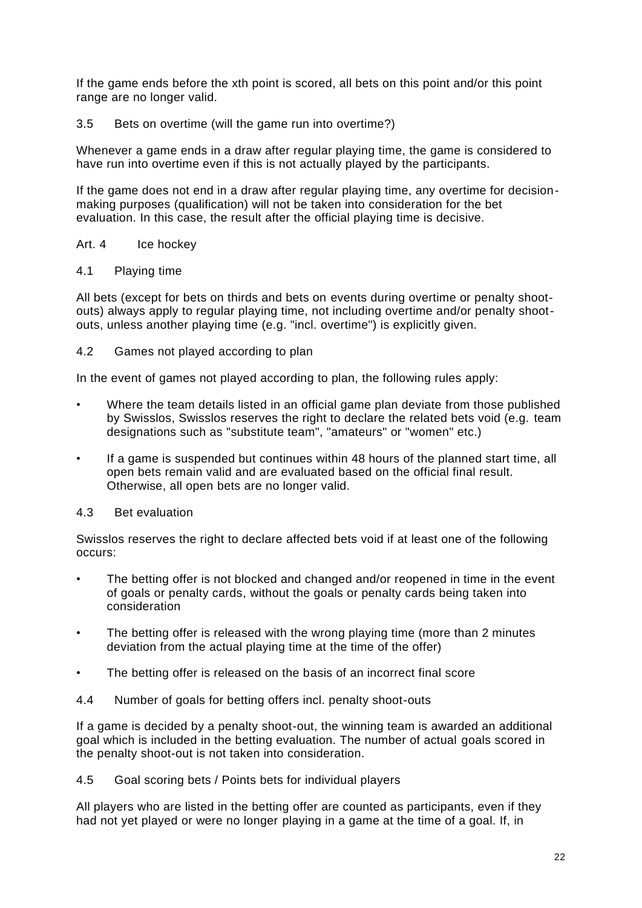If the game ends before the xth point is scored, all bets on this point and/or this point range are no longer valid.

### 3.5 Bets on overtime (will the game run into overtime?)

Whenever a game ends in a draw after regular playing time, the game is considered to have run into overtime even if this is not actually played by the participants.

If the game does not end in a draw after regular playing time, any overtime for decision-making purposes (qualification) will not be taken into consideration for the bet evaluation. In this case, the result after the official playing time is decisive.

## Art. 4 Ice hockey

### 4.1 Playing time

All bets (except for bets on thirds and bets on events during overtime or penalty shoot-outs) always apply to regular playing time, not including overtime and/or penalty shoot-outs, unless another playing time (e.g. "incl. overtime") is explicitly given.

### 4.2 Games not played according to plan

In the event of games not played according to plan, the following rules apply:

- Where the team details listed in an official game plan deviate from those published by Swisslos, Swisslos reserves the right to declare the related bets void (e.g. team designations such as "substitute team", "amateurs" or "women" etc.)
- If a game is suspended but continues within 48 hours of the planned start time, all open bets remain valid and are evaluated based on the official final result. Otherwise, all open bets are no longer valid.

### 4.3 Bet evaluation

Swisslos reserves the right to declare affected bets void if at least one of the following occurs:

- The betting offer is not blocked and changed and/or reopened in time in the event of goals or penalty cards, without the goals or penalty cards being taken into consideration
- The betting offer is released with the wrong playing time (more than 2 minutes deviation from the actual playing time at the time of the offer)
- The betting offer is released on the basis of an incorrect final score

### 4.4 Number of goals for betting offers incl. penalty shoot-outs

If a game is decided by a penalty shoot-out, the winning team is awarded an additional goal which is included in the betting evaluation. The number of actual goals scored in the penalty shoot-out is not taken into consideration.

### 4.5 Goal scoring bets / Points bets for individual players

All players who are listed in the betting offer are counted as participants, even if they had not yet played or were no longer playing in a game at the time of a goal. If, in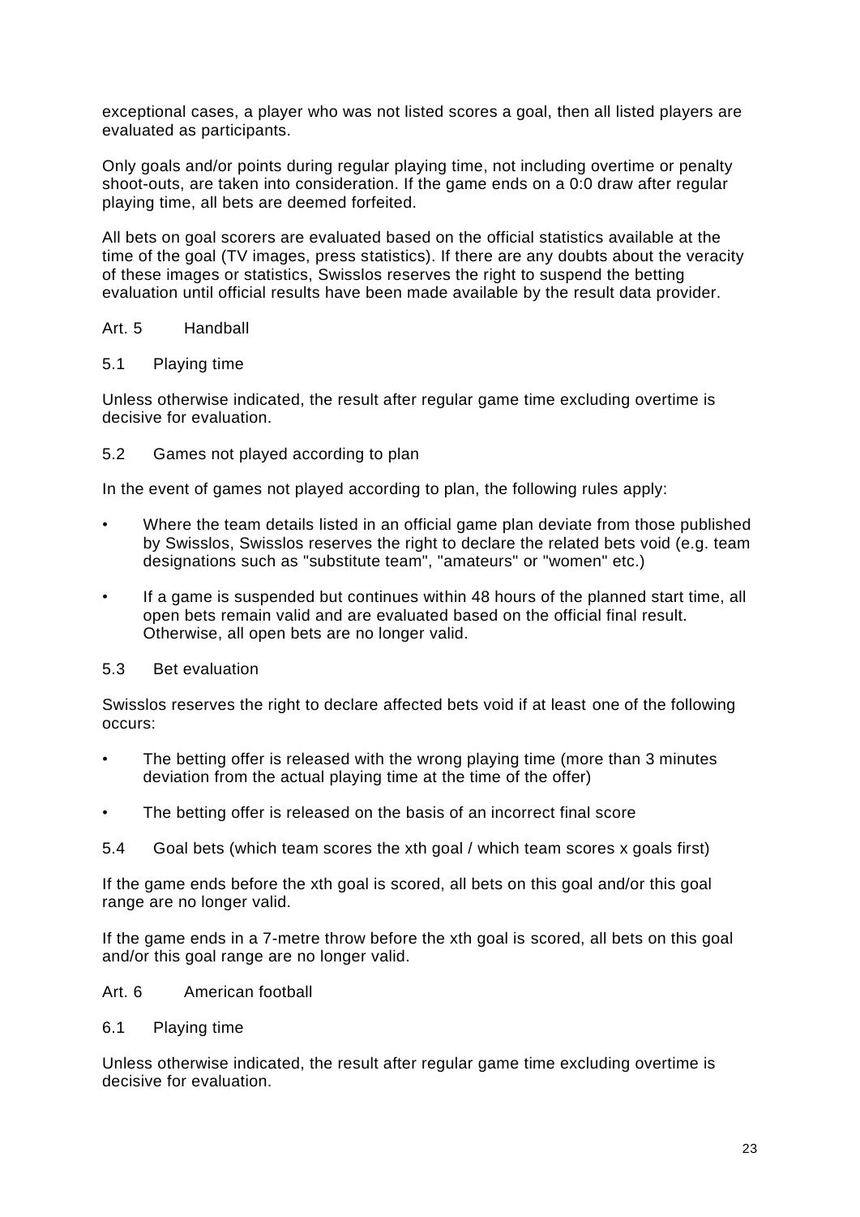exceptional cases, a player who was not listed scores a goal, then all listed players are evaluated as participants.

Only goals and/or points during regular playing time, not including overtime or penalty shoot-outs, are taken into consideration. If the game ends on a 0:0 draw after regular playing time, all bets are deemed forfeited.

All bets on goal scorers are evaluated based on the official statistics available at the time of the goal (TV images, press statistics). If there are any doubts about the veracity of these images or statistics, Swisslos reserves the right to suspend the betting evaluation until official results have been made available by the result data provider.

## Art. 5 Handball

### 5.1 Playing time

Unless otherwise indicated, the result after regular game time excluding overtime is decisive for evaluation.

### 5.2 Games not played according to plan

In the event of games not played according to plan, the following rules apply:

- Where the team details listed in an official game plan deviate from those published by Swisslos, Swisslos reserves the right to declare the related bets void (e.g. team designations such as "substitute team", "amateurs" or "women" etc.)
- If a game is suspended but continues within 48 hours of the planned start time, all open bets remain valid and are evaluated based on the official final result. Otherwise, all open bets are no longer valid.

### 5.3 Bet evaluation

Swisslos reserves the right to declare affected bets void if at least one of the following occurs:

- The betting offer is released with the wrong playing time (more than 3 minutes deviation from the actual playing time at the time of the offer)
- The betting offer is released on the basis of an incorrect final score

### 5.4 Goal bets (which team scores the xth goal / which team scores x goals first)

If the game ends before the xth goal is scored, all bets on this goal and/or this goal range are no longer valid.

If the game ends in a 7-metre throw before the xth goal is scored, all bets on this goal and/or this goal range are no longer valid.

## Art. 6 American football

### 6.1 Playing time

Unless otherwise indicated, the result after regular game time excluding overtime is decisive for evaluation.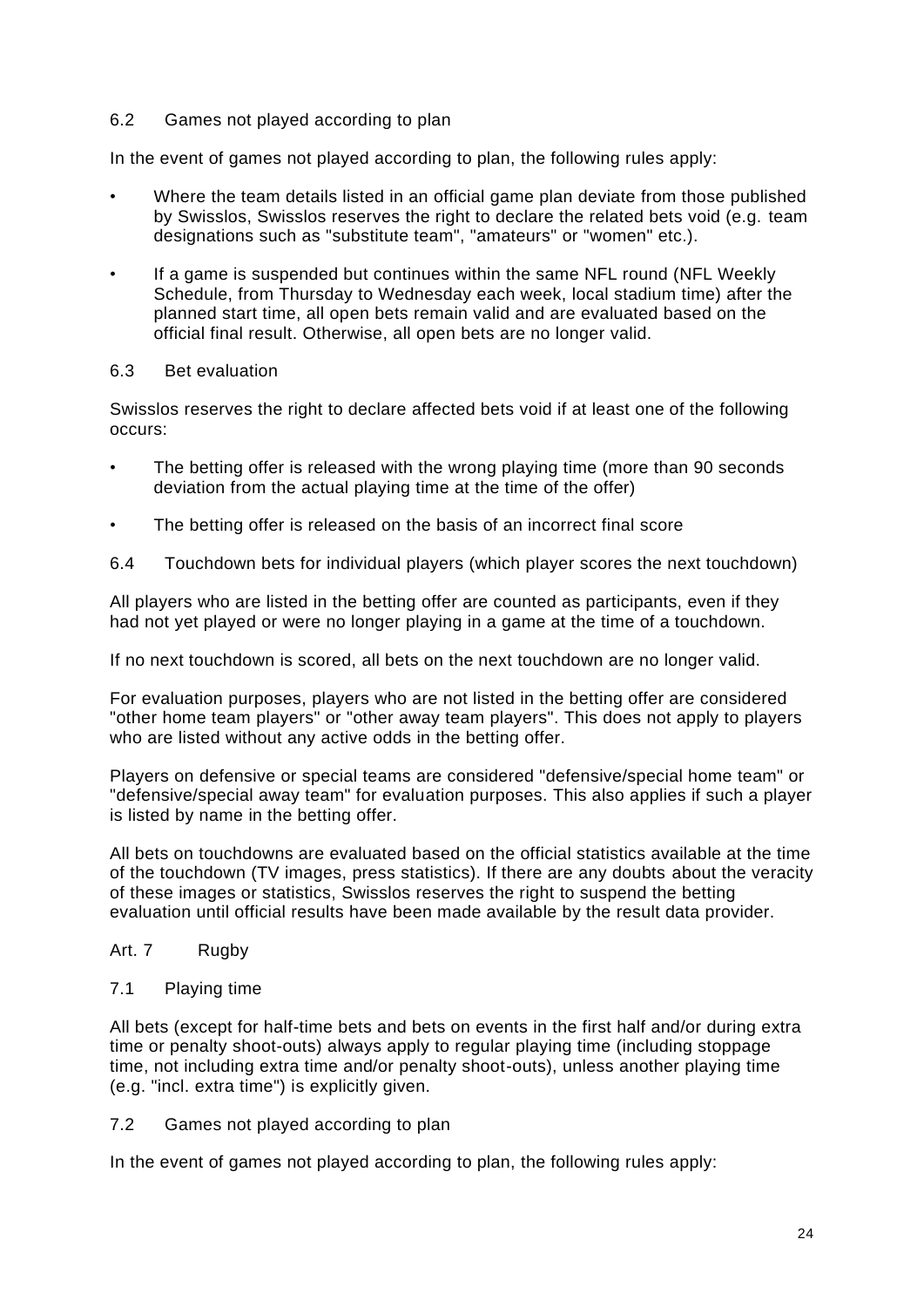### 6.2 Games not played according to plan

In the event of games not played according to plan, the following rules apply:

- Where the team details listed in an official game plan deviate from those published by Swisslos, Swisslos reserves the right to declare the related bets void (e.g. team designations such as "substitute team", "amateurs" or "women" etc.).
- If a game is suspended but continues within the same NFL round (NFL Weekly Schedule, from Thursday to Wednesday each week, local stadium time) after the planned start time, all open bets remain valid and are evaluated based on the official final result. Otherwise, all open bets are no longer valid.

### 6.3 Bet evaluation

Swisslos reserves the right to declare affected bets void if at least one of the following occurs:

- The betting offer is released with the wrong playing time (more than 90 seconds deviation from the actual playing time at the time of the offer)
- The betting offer is released on the basis of an incorrect final score

### 6.4 Touchdown bets for individual players (which player scores the next touchdown)

All players who are listed in the betting offer are counted as participants, even if they had not yet played or were no longer playing in a game at the time of a touchdown.

If no next touchdown is scored, all bets on the next touchdown are no longer valid.

For evaluation purposes, players who are not listed in the betting offer are considered "other home team players" or "other away team players". This does not apply to players who are listed without any active odds in the betting offer.

Players on defensive or special teams are considered "defensive/special home team" or "defensive/special away team" for evaluation purposes. This also applies if such a player is listed by name in the betting offer.

All bets on touchdowns are evaluated based on the official statistics available at the time of the touchdown (TV images, press statistics). If there are any doubts about the veracity of these images or statistics, Swisslos reserves the right to suspend the betting evaluation until official results have been made available by the result data provider.

## Art. 7 Rugby

### 7.1 Playing time

All bets (except for half-time bets and bets on events in the first half and/or during extra time or penalty shoot-outs) always apply to regular playing time (including stoppage time, not including extra time and/or penalty shoot-outs), unless another playing time (e.g. "incl. extra time") is explicitly given.

### 7.2 Games not played according to plan

In the event of games not played according to plan, the following rules apply: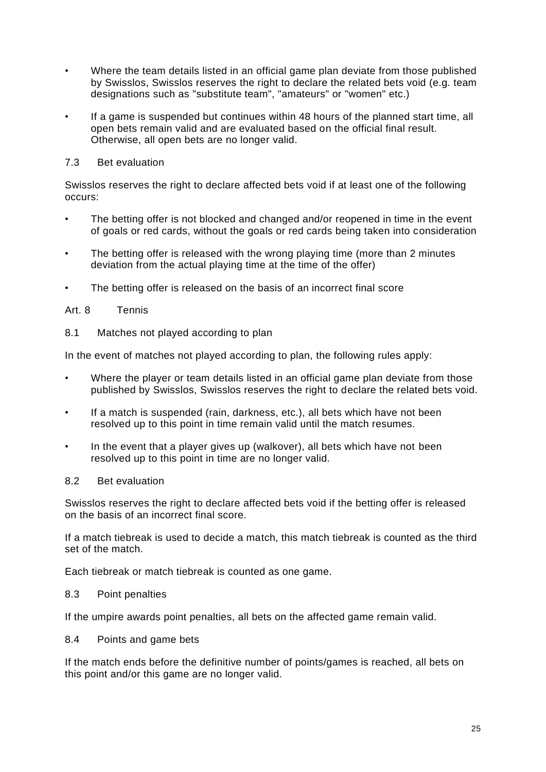- Where the team details listed in an official game plan deviate from those published by Swisslos, Swisslos reserves the right to declare the related bets void (e.g. team designations such as "substitute team", "amateurs" or "women" etc.)
- If a game is suspended but continues within 48 hours of the planned start time, all open bets remain valid and are evaluated based on the official final result. Otherwise, all open bets are no longer valid.

### 7.3 Bet evaluation

Swisslos reserves the right to declare affected bets void if at least one of the following occurs:

- The betting offer is not blocked and changed and/or reopened in time in the event of goals or red cards, without the goals or red cards being taken into consideration
- The betting offer is released with the wrong playing time (more than 2 minutes deviation from the actual playing time at the time of the offer)
- The betting offer is released on the basis of an incorrect final score

## Art. 8 Tennis

### 8.1 Matches not played according to plan

In the event of matches not played according to plan, the following rules apply:

- Where the player or team details listed in an official game plan deviate from those published by Swisslos, Swisslos reserves the right to declare the related bets void.
- If a match is suspended (rain, darkness, etc.), all bets which have not been resolved up to this point in time remain valid until the match resumes.
- In the event that a player gives up (walkover), all bets which have not been resolved up to this point in time are no longer valid.

### 8.2 Bet evaluation

Swisslos reserves the right to declare affected bets void if the betting offer is released on the basis of an incorrect final score.

If a match tiebreak is used to decide a match, this match tiebreak is counted as the third set of the match.

Each tiebreak or match tiebreak is counted as one game.

### 8.3 Point penalties

If the umpire awards point penalties, all bets on the affected game remain valid.

### 8.4 Points and game bets

If the match ends before the definitive number of points/games is reached, all bets on this point and/or this game are no longer valid.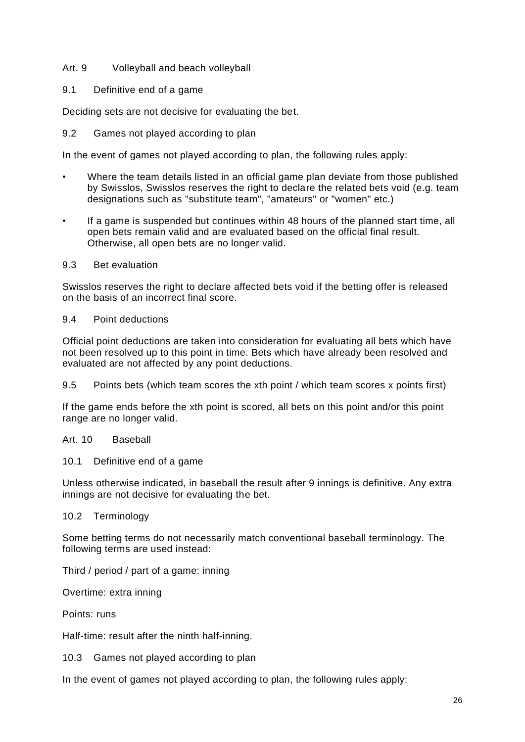## Art. 9 Volleyball and beach volleyball

### 9.1 Definitive end of a game

Deciding sets are not decisive for evaluating the bet.

### 9.2 Games not played according to plan

In the event of games not played according to plan, the following rules apply:

- Where the team details listed in an official game plan deviate from those published by Swisslos, Swisslos reserves the right to declare the related bets void (e.g. team designations such as "substitute team", "amateurs" or "women" etc.)
- If a game is suspended but continues within 48 hours of the planned start time, all open bets remain valid and are evaluated based on the official final result. Otherwise, all open bets are no longer valid.

### 9.3 Bet evaluation

Swisslos reserves the right to declare affected bets void if the betting offer is released on the basis of an incorrect final score.

### 9.4 Point deductions

Official point deductions are taken into consideration for evaluating all bets which have not been resolved up to this point in time. Bets which have already been resolved and evaluated are not affected by any point deductions.

### 9.5 Points bets (which team scores the xth point / which team scores x points first)

If the game ends before the xth point is scored, all bets on this point and/or this point range are no longer valid.

## Art. 10 Baseball

### 10.1 Definitive end of a game

Unless otherwise indicated, in baseball the result after 9 innings is definitive. Any extra innings are not decisive for evaluating the bet.

### 10.2 Terminology

Some betting terms do not necessarily match conventional baseball terminology. The following terms are used instead:

Third / period / part of a game: inning

Overtime: extra inning

Points: runs

Half-time: result after the ninth half-inning.

### 10.3 Games not played according to plan

In the event of games not played according to plan, the following rules apply: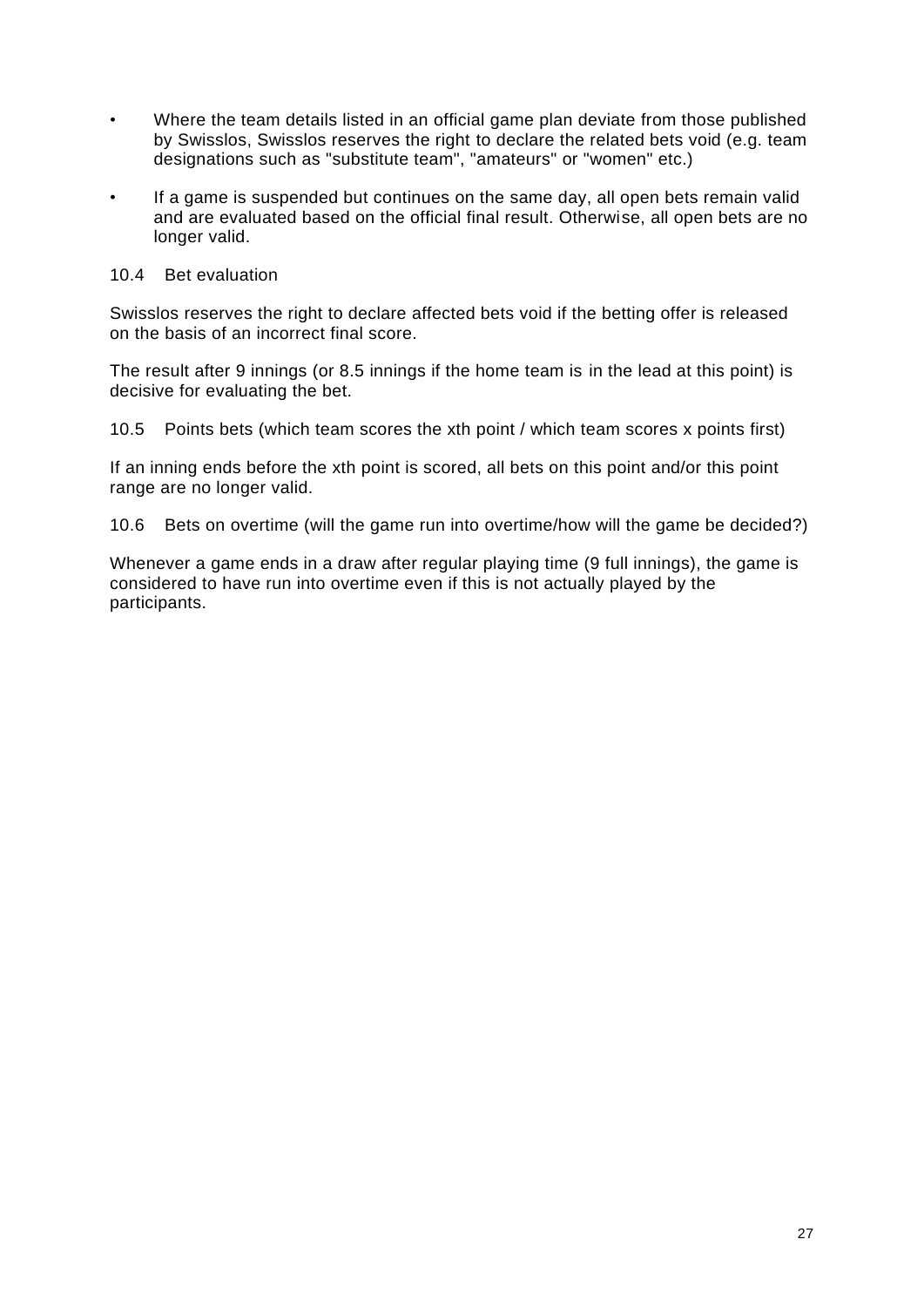- Where the team details listed in an official game plan deviate from those published by Swisslos, Swisslos reserves the right to declare the related bets void (e.g. team designations such as "substitute team", "amateurs" or "women" etc.)
- If a game is suspended but continues on the same day, all open bets remain valid and are evaluated based on the official final result. Otherwise, all open bets are no longer valid.

### 10.4 Bet evaluation

Swisslos reserves the right to declare affected bets void if the betting offer is released on the basis of an incorrect final score.

The result after 9 innings (or 8.5 innings if the home team is in the lead at this point) is decisive for evaluating the bet.

### 10.5 Points bets (which team scores the xth point / which team scores x points first)

If an inning ends before the xth point is scored, all bets on this point and/or this point range are no longer valid.

### 10.6 Bets on overtime (will the game run into overtime/how will the game be decided?)

Whenever a game ends in a draw after regular playing time (9 full innings), the game is considered to have run into overtime even if this is not actually played by the participants.